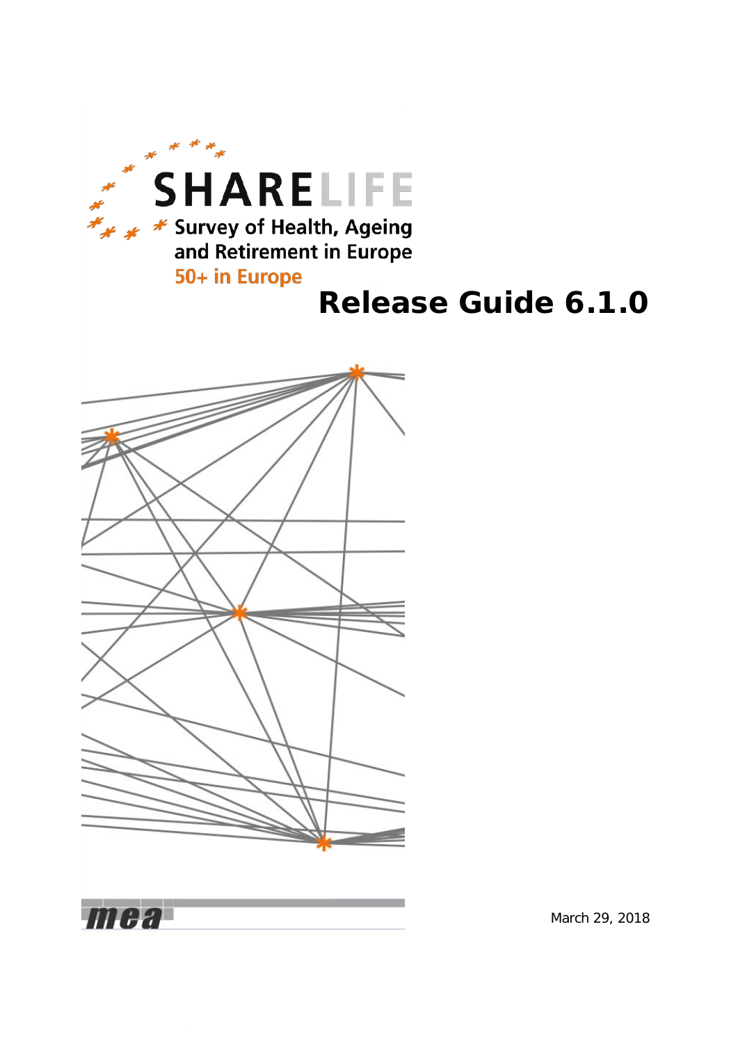SHARELIFE

Survey of Health, Ageing and Retirement in Europe

50+ in Europe

# Release Guide 6.1.0

mea

March 29, 2018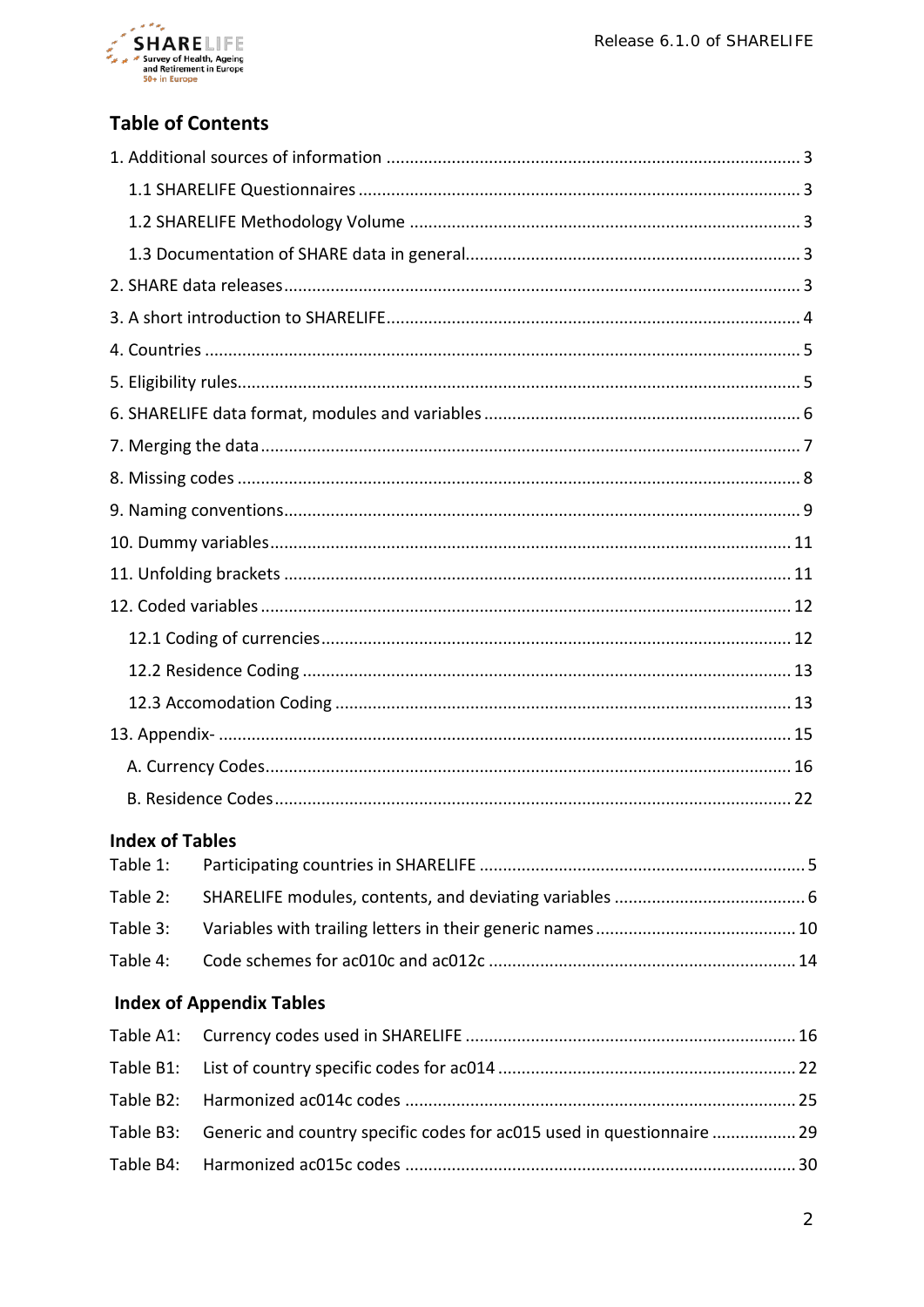## Table of Contents

1. Additional sources of information .......................................................................................... 3
   - 1.1 SHARELIFE Questionnaires .............................................................................................. 3
   - 1.2 SHARELIFE Methodology Volume ................................................................................... 3
   - 1.3 Documentation of SHARE data in general....................................................................... 3
2. SHARE data releases ............................................................................................................. 3
3. A short introduction to SHARELIFE........................................................................................ 4
4. Countries ................................................................................................................................ 5
5. Eligibility rules........................................................................................................................ 5
6. SHARELIFE data format, modules and variables .................................................................... 6
7. Merging the data .................................................................................................................... 7
8. Missing codes ......................................................................................................................... 8
9. Naming conventions............................................................................................................... 9
10. Dummy variables................................................................................................................ 11
11. Unfolding brackets ............................................................................................................. 11
12. Coded variables .................................................................................................................. 12
    - 12.1 Coding of currencies.................................................................................................... 12
    - 12.2 Residence Coding ........................................................................................................ 13
    - 12.3 Accomodation Coding ................................................................................................. 13
13. Appendix- ........................................................................................................................... 15
    - A. Currency Codes............................................................................................................... 16
    - B. Residence Codes............................................................................................................. 22

### Index of Tables

| | | |
|---|---|---|
| Table 1: | Participating countries in SHARELIFE | 5 |
| Table 2: | SHARELIFE modules, contents, and deviating variables | 6 |
| Table 3: | Variables with trailing letters in their generic names | 10 |
| Table 4: | Code schemes for ac010c and ac012c | 14 |

### Index of Appendix Tables

| | | |
|---|---|---|
| Table A1: | Currency codes used in SHARELIFE | 16 |
| Table B1: | List of country specific codes for ac014 | 22 |
| Table B2: | Harmonized ac014c codes | 25 |
| Table B3: | Generic and country specific codes for ac015 used in questionnaire | 29 |
| Table B4: | Harmonized ac015c codes | 30 |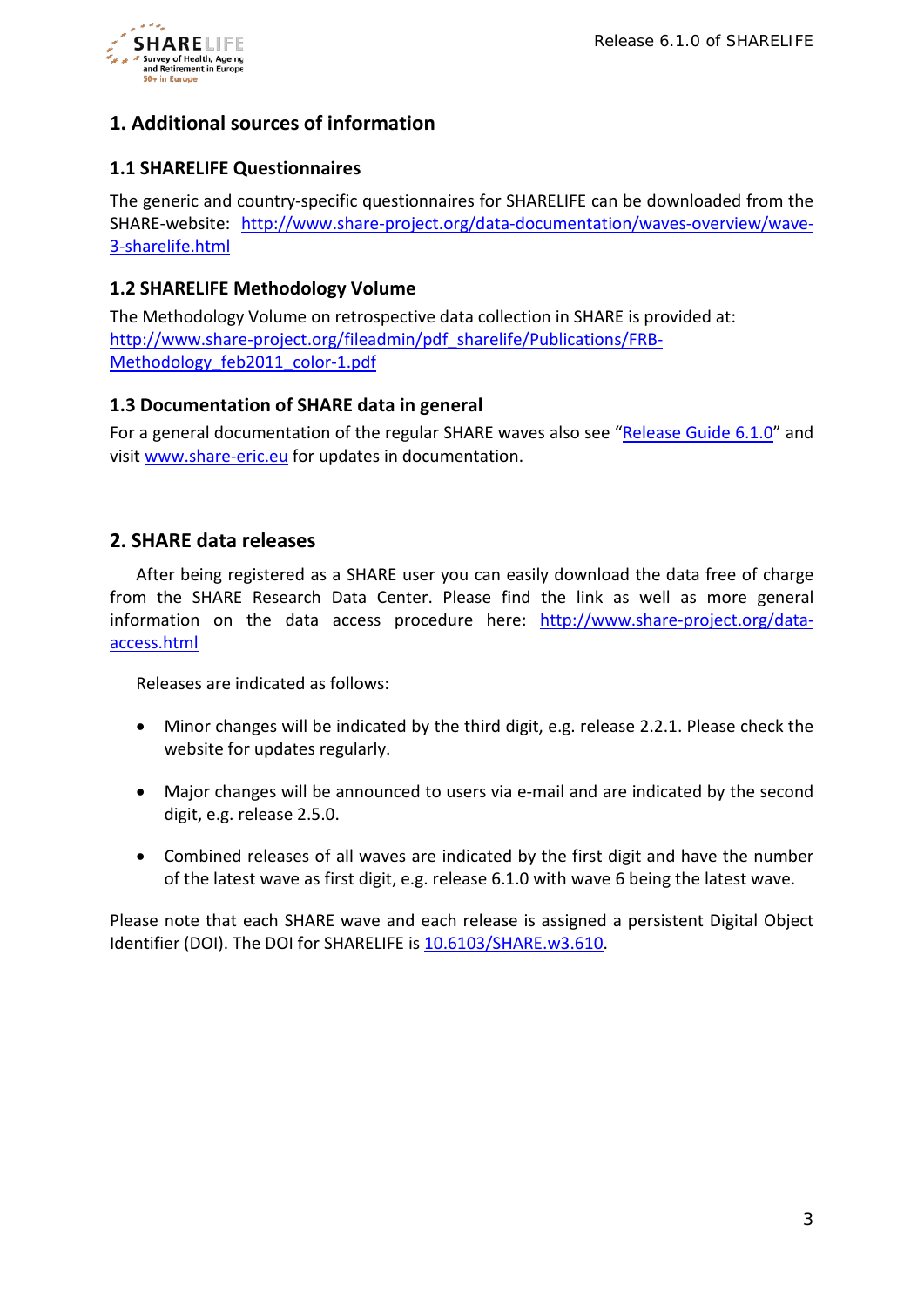# 1. Additional sources of information

## 1.1 SHARELIFE Questionnaires

The generic and country-specific questionnaires for SHARELIFE can be downloaded from the SHARE-website: http://www.share-project.org/data-documentation/waves-overview/wave-3-sharelife.html

## 1.2 SHARELIFE Methodology Volume

The Methodology Volume on retrospective data collection in SHARE is provided at: http://www.share-project.org/fileadmin/pdf_sharelife/Publications/FRB-Methodology_feb2011_color-1.pdf

## 1.3 Documentation of SHARE data in general

For a general documentation of the regular SHARE waves also see "Release Guide 6.1.0" and visit www.share-eric.eu for updates in documentation.

# 2. SHARE data releases

After being registered as a SHARE user you can easily download the data free of charge from the SHARE Research Data Center. Please find the link as well as more general information on the data access procedure here: http://www.share-project.org/data-access.html

Releases are indicated as follows:

- Minor changes will be indicated by the third digit, e.g. release 2.2.1. Please check the website for updates regularly.
- Major changes will be announced to users via e-mail and are indicated by the second digit, e.g. release 2.5.0.
- Combined releases of all waves are indicated by the first digit and have the number of the latest wave as first digit, e.g. release 6.1.0 with wave 6 being the latest wave.

Please note that each SHARE wave and each release is assigned a persistent Digital Object Identifier (DOI). The DOI for SHARELIFE is 10.6103/SHARE.w3.610.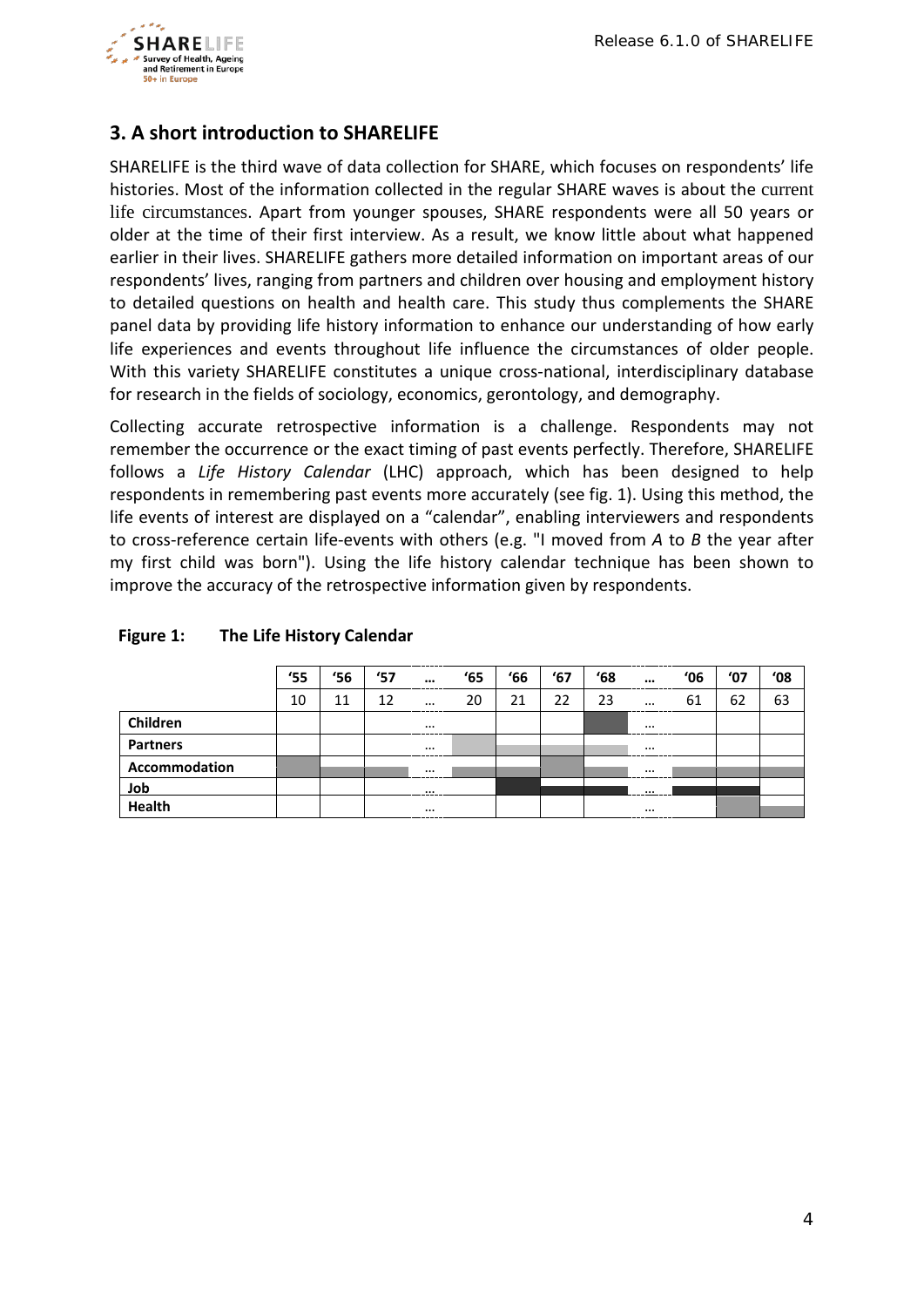## 3. A short introduction to SHARELIFE

SHARELIFE is the third wave of data collection for SHARE, which focuses on respondents' life histories. Most of the information collected in the regular SHARE waves is about the current life circumstances. Apart from younger spouses, SHARE respondents were all 50 years or older at the time of their first interview. As a result, we know little about what happened earlier in their lives. SHARELIFE gathers more detailed information on important areas of our respondents' lives, ranging from partners and children over housing and employment history to detailed questions on health and health care. This study thus complements the SHARE panel data by providing life history information to enhance our understanding of how early life experiences and events throughout life influence the circumstances of older people. With this variety SHARELIFE constitutes a unique cross-national, interdisciplinary database for research in the fields of sociology, economics, gerontology, and demography.

Collecting accurate retrospective information is a challenge. Respondents may not remember the occurrence or the exact timing of past events perfectly. Therefore, SHARELIFE follows a *Life History Calendar* (LHC) approach, which has been designed to help respondents in remembering past events more accurately (see fig. 1). Using this method, the life events of interest are displayed on a "calendar", enabling interviewers and respondents to cross-reference certain life-events with others (e.g. "I moved from *A* to *B* the year after my first child was born"). Using the life history calendar technique has been shown to improve the accuracy of the retrospective information given by respondents.

**Figure 1: The Life History Calendar**

| | '55 | '56 | '57 | … | '65 | '66 | '67 | '68 | … | '06 | '07 | '08 |
|---|---|---|---|---|---|---|---|---|---|---|---|---|
| | 10 | 11 | 12 | … | 20 | 21 | 22 | 23 | … | 61 | 62 | 63 |
| **Children** | | | | … | | | | | … | | | |
| **Partners** | | | | … | | | | | … | | | |
| **Accommodation** | | | | … | | | | | … | | | |
| **Job** | | | | … | | | | | … | | | |
| **Health** | | | | … | | | | | … | | | |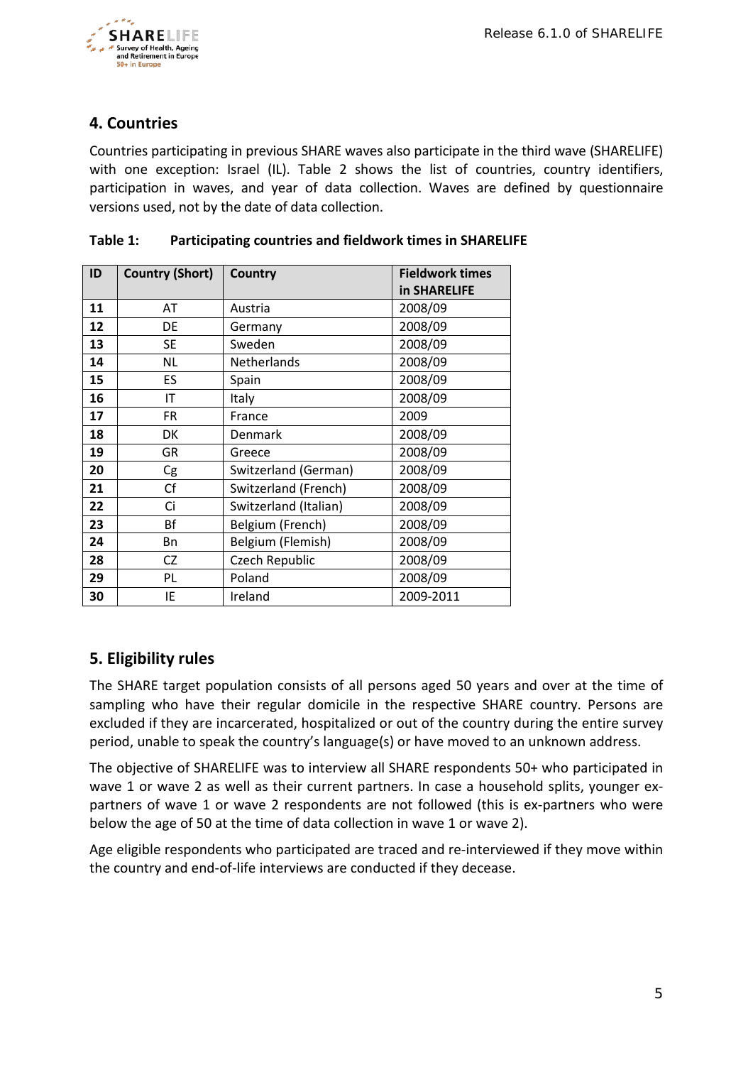## 4. Countries

Countries participating in previous SHARE waves also participate in the third wave (SHARELIFE) with one exception: Israel (IL). Table 2 shows the list of countries, country identifiers, participation in waves, and year of data collection. Waves are defined by questionnaire versions used, not by the date of data collection.

**Table 1: Participating countries and fieldwork times in SHARELIFE**

| ID | Country (Short) | Country | Fieldwork times in SHARELIFE |
|---|---|---|---|
| **11** | AT | Austria | 2008/09 |
| **12** | DE | Germany | 2008/09 |
| **13** | SE | Sweden | 2008/09 |
| **14** | NL | Netherlands | 2008/09 |
| **15** | ES | Spain | 2008/09 |
| **16** | IT | Italy | 2008/09 |
| **17** | FR | France | 2009 |
| **18** | DK | Denmark | 2008/09 |
| **19** | GR | Greece | 2008/09 |
| **20** | Cg | Switzerland (German) | 2008/09 |
| **21** | Cf | Switzerland (French) | 2008/09 |
| **22** | Ci | Switzerland (Italian) | 2008/09 |
| **23** | Bf | Belgium (French) | 2008/09 |
| **24** | Bn | Belgium (Flemish) | 2008/09 |
| **28** | CZ | Czech Republic | 2008/09 |
| **29** | PL | Poland | 2008/09 |
| **30** | IE | Ireland | 2009-2011 |

## 5. Eligibility rules

The SHARE target population consists of all persons aged 50 years and over at the time of sampling who have their regular domicile in the respective SHARE country. Persons are excluded if they are incarcerated, hospitalized or out of the country during the entire survey period, unable to speak the country's language(s) or have moved to an unknown address.

The objective of SHARELIFE was to interview all SHARE respondents 50+ who participated in wave 1 or wave 2 as well as their current partners. In case a household splits, younger ex-partners of wave 1 or wave 2 respondents are not followed (this is ex-partners who were below the age of 50 at the time of data collection in wave 1 or wave 2).

Age eligible respondents who participated are traced and re-interviewed if they move within the country and end-of-life interviews are conducted if they decease.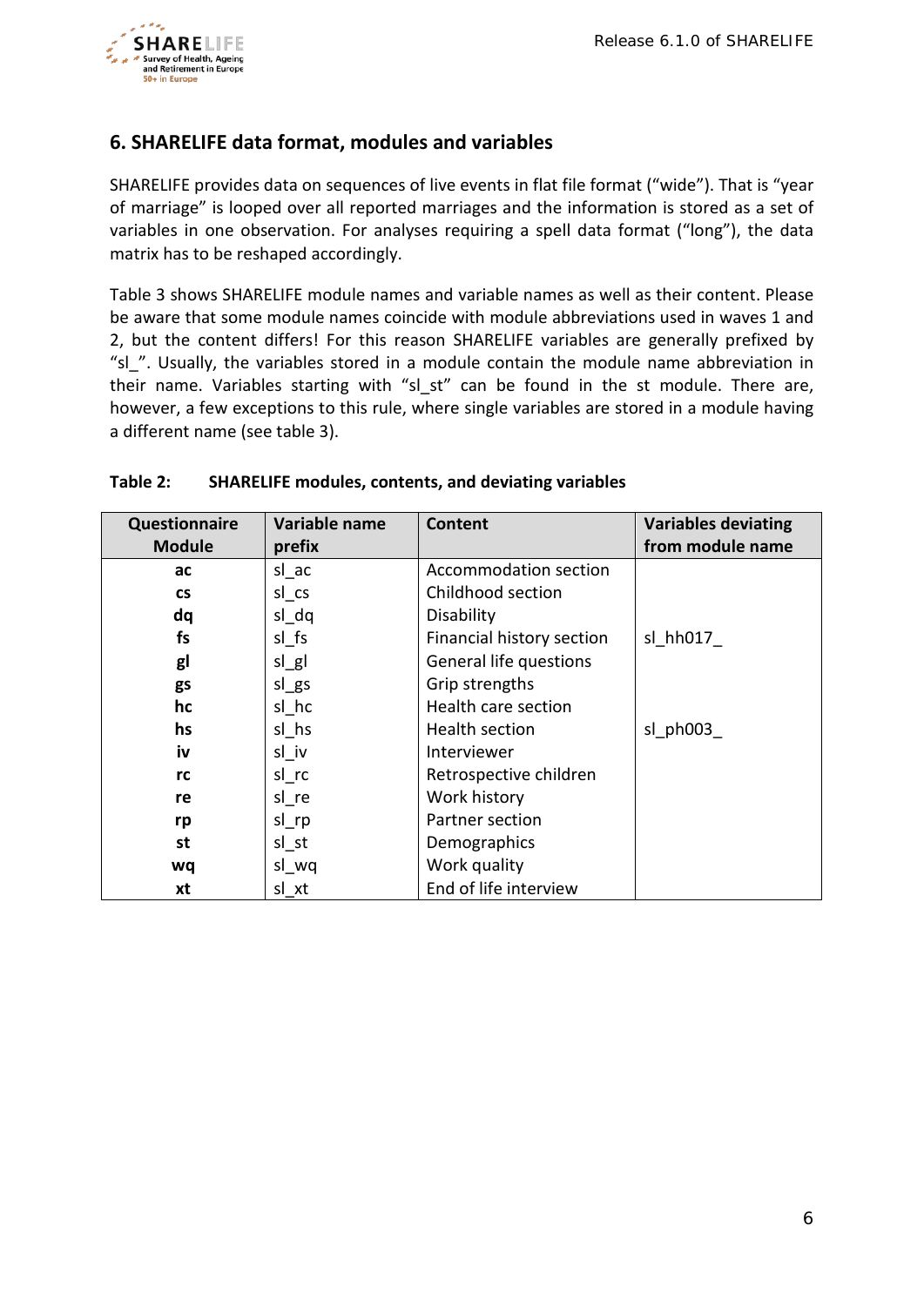## 6. SHARELIFE data format, modules and variables

SHARELIFE provides data on sequences of live events in flat file format ("wide"). That is "year of marriage" is looped over all reported marriages and the information is stored as a set of variables in one observation. For analyses requiring a spell data format ("long"), the data matrix has to be reshaped accordingly.

Table 3 shows SHARELIFE module names and variable names as well as their content. Please be aware that some module names coincide with module abbreviations used in waves 1 and 2, but the content differs! For this reason SHARELIFE variables are generally prefixed by "sl_". Usually, the variables stored in a module contain the module name abbreviation in their name. Variables starting with "sl_st" can be found in the st module. There are, however, a few exceptions to this rule, where single variables are stored in a module having a different name (see table 3).

**Table 2: SHARELIFE modules, contents, and deviating variables**

| Questionnaire Module | Variable name prefix | Content | Variables deviating from module name |
|---|---|---|---|
| **ac** | sl_ac | Accommodation section | |
| **cs** | sl_cs | Childhood section | |
| **dq** | sl_dq | Disability | |
| **fs** | sl_fs | Financial history section | sl_hh017_ |
| **gl** | sl_gl | General life questions | |
| **gs** | sl_gs | Grip strengths | |
| **hc** | sl_hc | Health care section | |
| **hs** | sl_hs | Health section | sl_ph003_ |
| **iv** | sl_iv | Interviewer | |
| **rc** | sl_rc | Retrospective children | |
| **re** | sl_re | Work history | |
| **rp** | sl_rp | Partner section | |
| **st** | sl_st | Demographics | |
| **wq** | sl_wq | Work quality | |
| **xt** | sl_xt | End of life interview | |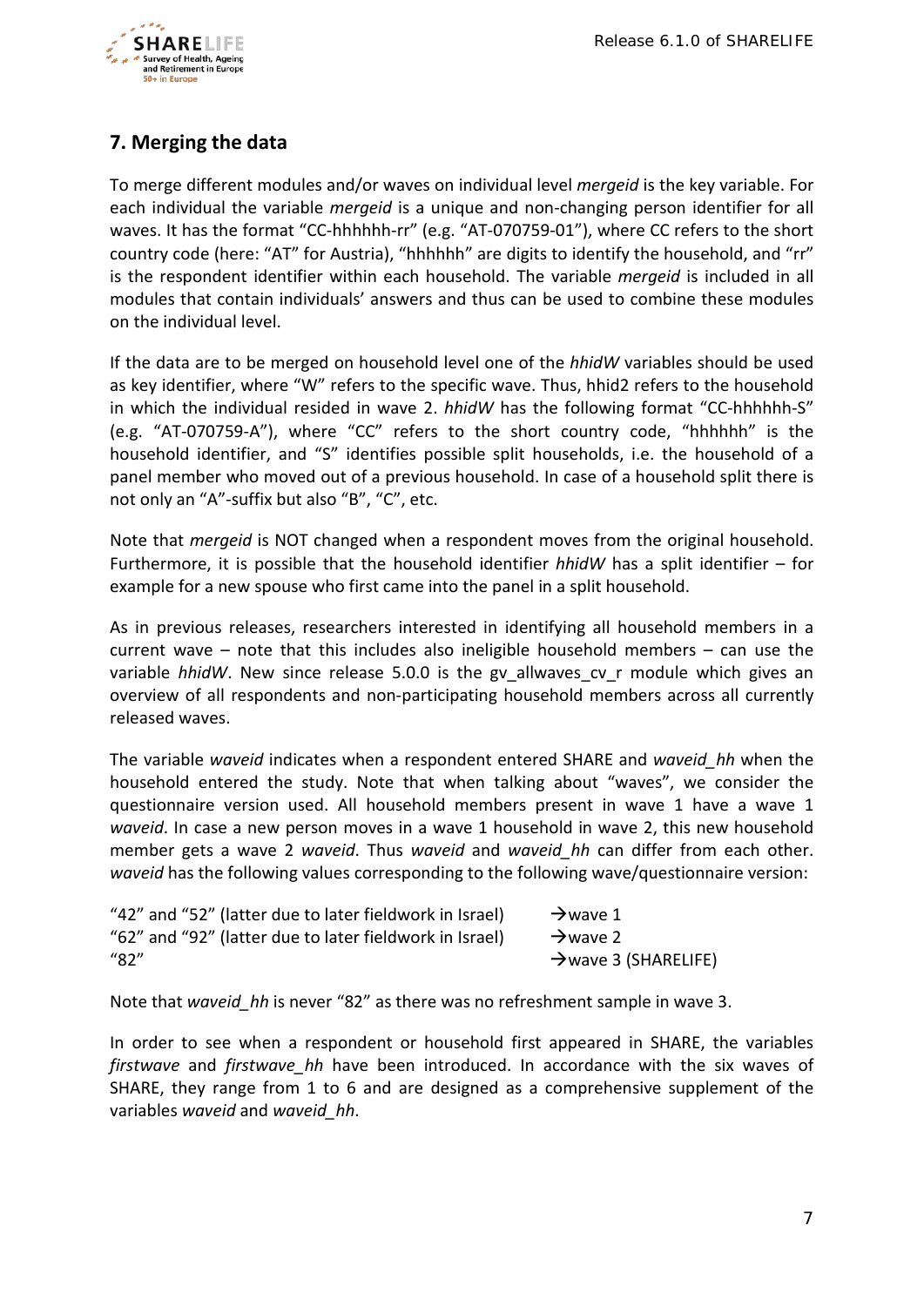## 7. Merging the data

To merge different modules and/or waves on individual level *mergeid* is the key variable. For each individual the variable *mergeid* is a unique and non-changing person identifier for all waves. It has the format "CC-hhhhhh-rr" (e.g. "AT-070759-01"), where CC refers to the short country code (here: "AT" for Austria), "hhhhhh" are digits to identify the household, and "rr" is the respondent identifier within each household. The variable *mergeid* is included in all modules that contain individuals' answers and thus can be used to combine these modules on the individual level.

If the data are to be merged on household level one of the *hhidW* variables should be used as key identifier, where "W" refers to the specific wave. Thus, hhid2 refers to the household in which the individual resided in wave 2. *hhidW* has the following format "CC-hhhhhh-S" (e.g. "AT-070759-A"), where "CC" refers to the short country code, "hhhhhh" is the household identifier, and "S" identifies possible split households, i.e. the household of a panel member who moved out of a previous household. In case of a household split there is not only an "A"-suffix but also "B", "C", etc.

Note that *mergeid* is NOT changed when a respondent moves from the original household. Furthermore, it is possible that the household identifier *hhidW* has a split identifier – for example for a new spouse who first came into the panel in a split household.

As in previous releases, researchers interested in identifying all household members in a current wave – note that this includes also ineligible household members – can use the variable *hhidW*. New since release 5.0.0 is the gv_allwaves_cv_r module which gives an overview of all respondents and non-participating household members across all currently released waves.

The variable *waveid* indicates when a respondent entered SHARE and *waveid_hh* when the household entered the study. Note that when talking about "waves", we consider the questionnaire version used. All household members present in wave 1 have a wave 1 *waveid*. In case a new person moves in a wave 1 household in wave 2, this new household member gets a wave 2 *waveid*. Thus *waveid* and *waveid_hh* can differ from each other. *waveid* has the following values corresponding to the following wave/questionnaire version:

"42" and "52" (latter due to later fieldwork in Israel) → wave 1
"62" and "92" (latter due to later fieldwork in Israel) → wave 2
"82" → wave 3 (SHARELIFE)

Note that *waveid_hh* is never "82" as there was no refreshment sample in wave 3.

In order to see when a respondent or household first appeared in SHARE, the variables *firstwave* and *firstwave_hh* have been introduced. In accordance with the six waves of SHARE, they range from 1 to 6 and are designed as a comprehensive supplement of the variables *waveid* and *waveid_hh*.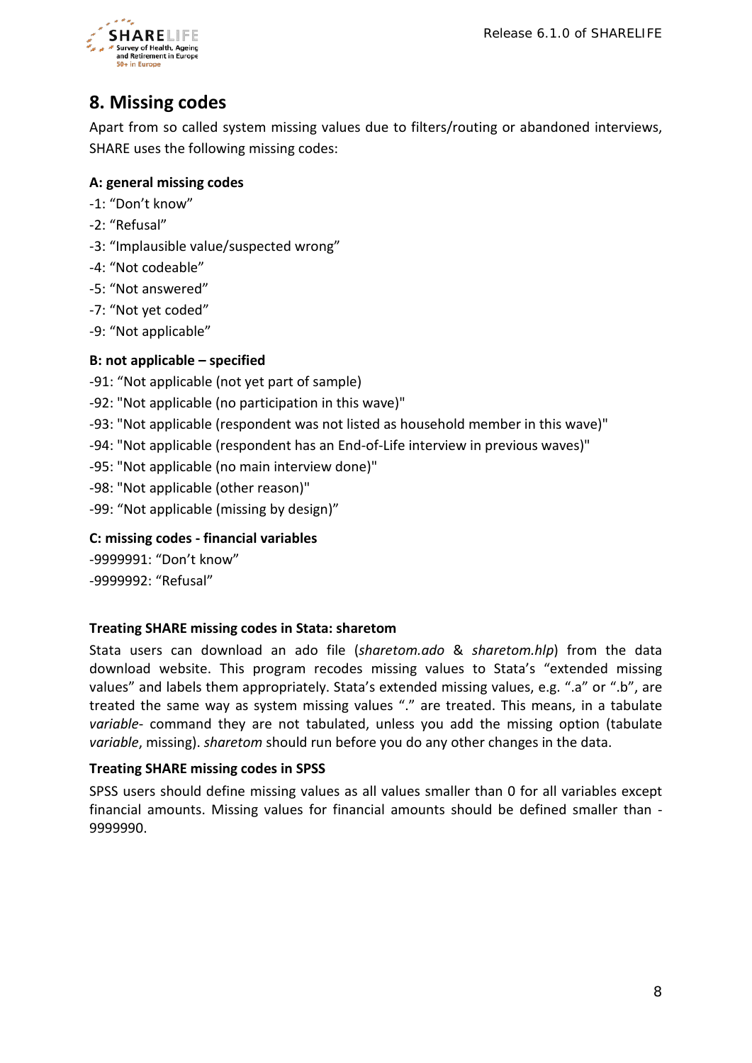## 8. Missing codes

Apart from so called system missing values due to filters/routing or abandoned interviews, SHARE uses the following missing codes:

**A: general missing codes**

-1: “Don’t know”
-2: “Refusal”
-3: “Implausible value/suspected wrong”
-4: “Not codeable”
-5: “Not answered”
-7: “Not yet coded”
-9: “Not applicable”

**B: not applicable – specified**

-91: “Not applicable (not yet part of sample)
-92: "Not applicable (no participation in this wave)"
-93: "Not applicable (respondent was not listed as household member in this wave)"
-94: "Not applicable (respondent has an End-of-Life interview in previous waves)"
-95: "Not applicable (no main interview done)"
-98: "Not applicable (other reason)"
-99: “Not applicable (missing by design)”

**C: missing codes - financial variables**

-9999991: “Don’t know”
-9999992: “Refusal”

**Treating SHARE missing codes in Stata: sharetom**

Stata users can download an ado file (*sharetom.ado* & *sharetom.hlp*) from the data download website. This program recodes missing values to Stata’s “extended missing values” and labels them appropriately. Stata’s extended missing values, e.g. “.a” or “.b”, are treated the same way as system missing values “.” are treated. This means, in a tabulate *variable*- command they are not tabulated, unless you add the missing option (tabulate *variable*, missing). *sharetom* should run before you do any other changes in the data.

**Treating SHARE missing codes in SPSS**

SPSS users should define missing values as all values smaller than 0 for all variables except financial amounts. Missing values for financial amounts should be defined smaller than -9999990.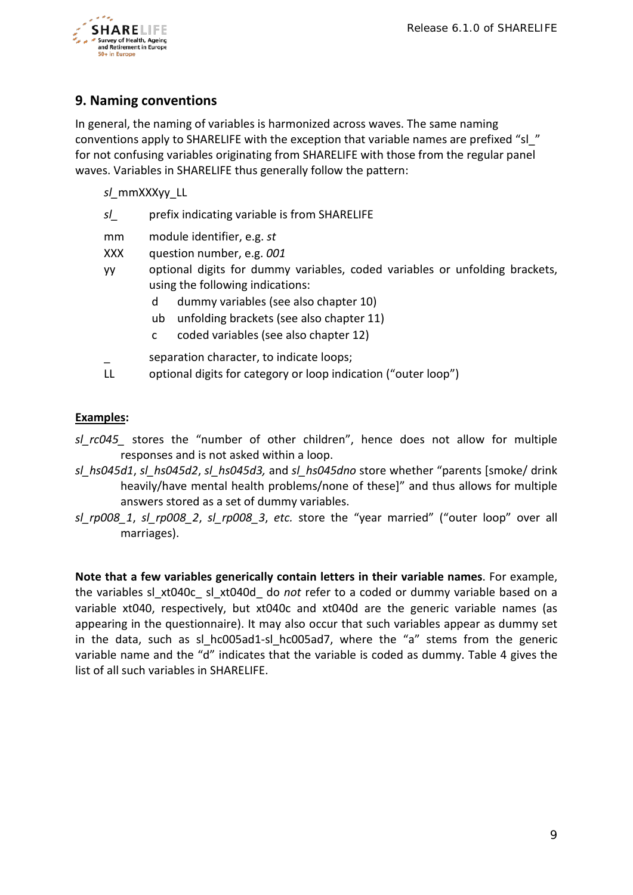## 9. Naming conventions

In general, the naming of variables is harmonized across waves. The same naming conventions apply to SHARELIFE with the exception that variable names are prefixed "sl_" for not confusing variables originating from SHARELIFE with those from the regular panel waves. Variables in SHARELIFE thus generally follow the pattern:

*sl*_mmXXXyy_LL

| | |
|---|---|
| *sl*_ | prefix indicating variable is from SHARELIFE |
| mm | module identifier, e.g. *st* |
| XXX | question number, e.g. *001* |
| yy | optional digits for dummy variables, coded variables or unfolding brackets, using the following indications: |
| | d dummy variables (see also chapter 10) |
| | ub unfolding brackets (see also chapter 11) |
| | c coded variables (see also chapter 12) |
| _ | separation character, to indicate loops; |
| LL | optional digits for category or loop indication ("outer loop") |

**Examples:**

*sl_rc045_* stores the "number of other children", hence does not allow for multiple responses and is not asked within a loop.

*sl_hs045d1*, *sl_hs045d2*, *sl_hs045d3,* and *sl_hs045dno* store whether "parents [smoke/ drink heavily/have mental health problems/none of these]" and thus allows for multiple answers stored as a set of dummy variables.

*sl_rp008_1*, *sl_rp008_2*, *sl_rp008_3*, *etc.* store the "year married" ("outer loop" over all marriages).

**Note that a few variables generically contain letters in their variable names**. For example, the variables sl_xt040c_ sl_xt040d_ do *not* refer to a coded or dummy variable based on a variable xt040, respectively, but xt040c and xt040d are the generic variable names (as appearing in the questionnaire). It may also occur that such variables appear as dummy set in the data, such as sl_hc005ad1-sl_hc005ad7, where the "a" stems from the generic variable name and the "d" indicates that the variable is coded as dummy. Table 4 gives the list of all such variables in SHARELIFE.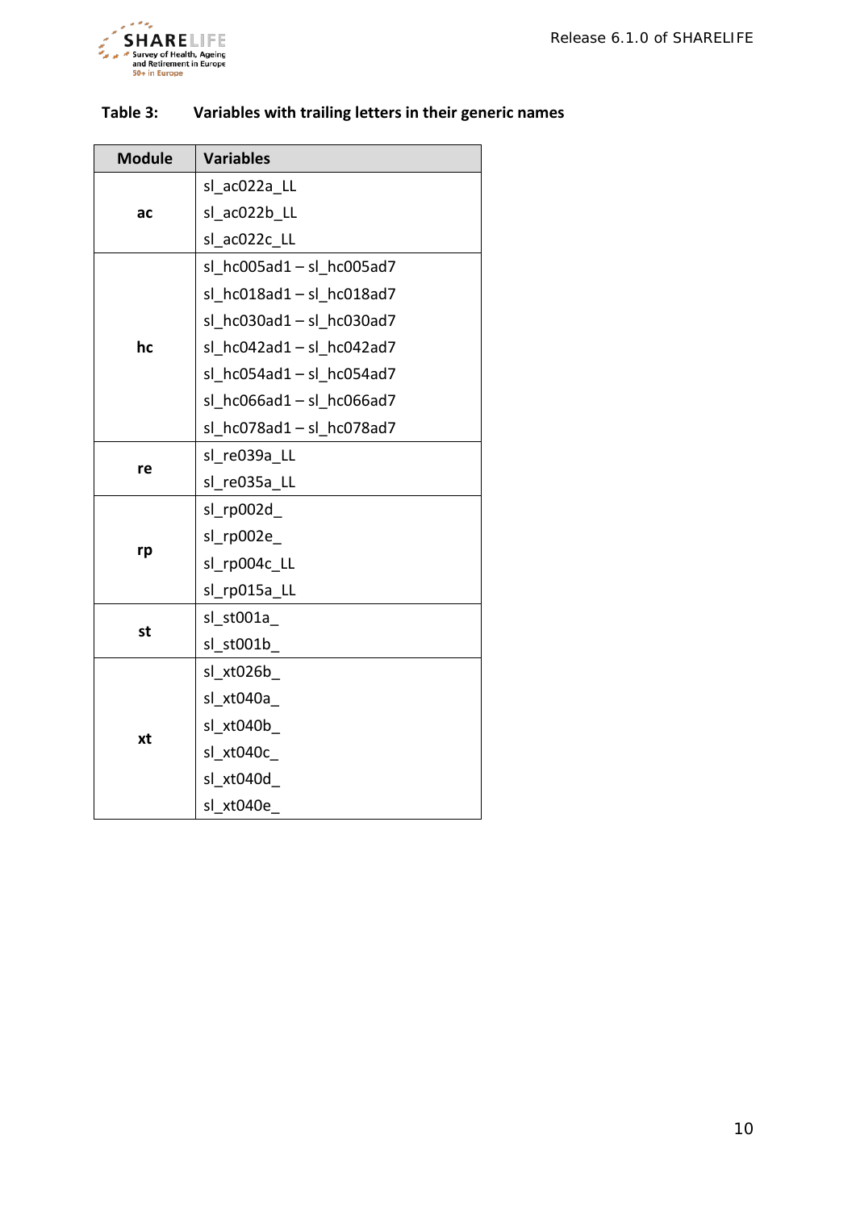**Table 3: Variables with trailing letters in their generic names**

| Module | Variables |
|---|---|
| ac | sl_ac022a_LL |
| | sl_ac022b_LL |
| | sl_ac022c_LL |
| hc | sl_hc005ad1 – sl_hc005ad7 |
| | sl_hc018ad1 – sl_hc018ad7 |
| | sl_hc030ad1 – sl_hc030ad7 |
| | sl_hc042ad1 – sl_hc042ad7 |
| | sl_hc054ad1 – sl_hc054ad7 |
| | sl_hc066ad1 – sl_hc066ad7 |
| | sl_hc078ad1 – sl_hc078ad7 |
| re | sl_re039a_LL |
| | sl_re035a_LL |
| rp | sl_rp002d_ |
| | sl_rp002e_ |
| | sl_rp004c_LL |
| | sl_rp015a_LL |
| st | sl_st001a_ |
| | sl_st001b_ |
| xt | sl_xt026b_ |
| | sl_xt040a_ |
| | sl_xt040b_ |
| | sl_xt040c_ |
| | sl_xt040d_ |
| | sl_xt040e_ |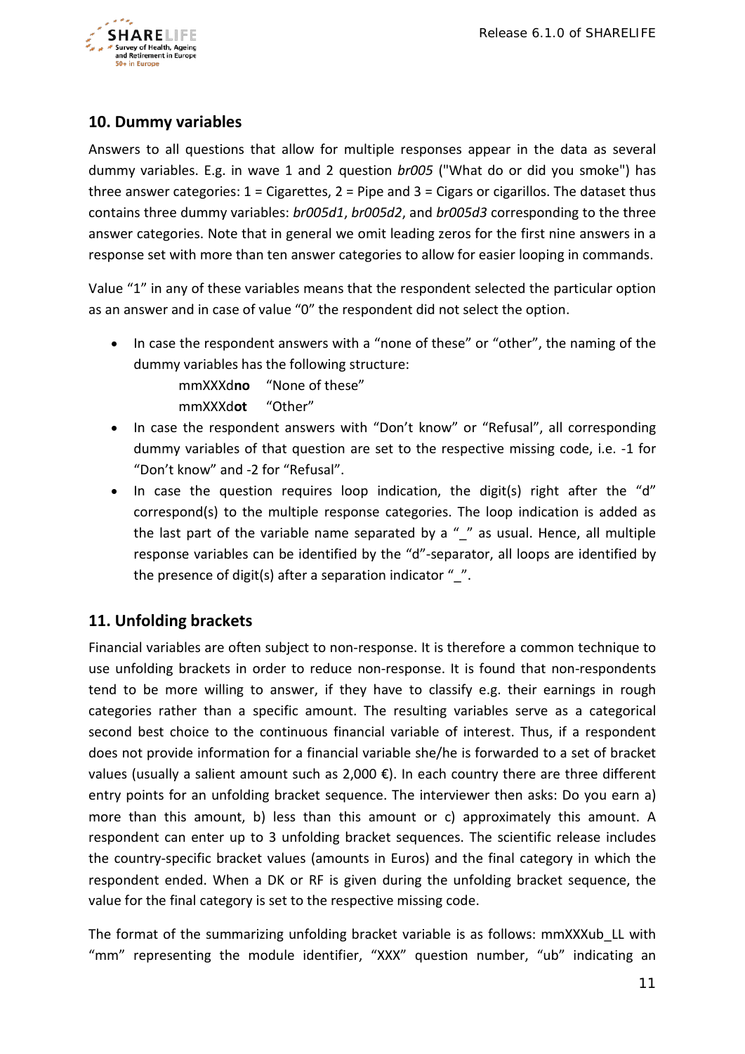## 10. Dummy variables

Answers to all questions that allow for multiple responses appear in the data as several dummy variables. E.g. in wave 1 and 2 question *br005* ("What do or did you smoke") has three answer categories: 1 = Cigarettes, 2 = Pipe and 3 = Cigars or cigarillos. The dataset thus contains three dummy variables: *br005d1*, *br005d2*, and *br005d3* corresponding to the three answer categories. Note that in general we omit leading zeros for the first nine answers in a response set with more than ten answer categories to allow for easier looping in commands.

Value "1" in any of these variables means that the respondent selected the particular option as an answer and in case of value "0" the respondent did not select the option.

- In case the respondent answers with a "none of these" or "other", the naming of the dummy variables has the following structure:

  mmXXXd**no** "None of these"

  mmXXXd**ot** "Other"

- In case the respondent answers with "Don't know" or "Refusal", all corresponding dummy variables of that question are set to the respective missing code, i.e. -1 for "Don't know" and -2 for "Refusal".
- In case the question requires loop indication, the digit(s) right after the "d" correspond(s) to the multiple response categories. The loop indication is added as the last part of the variable name separated by a "_" as usual. Hence, all multiple response variables can be identified by the "d"-separator, all loops are identified by the presence of digit(s) after a separation indicator "_".

## 11. Unfolding brackets

Financial variables are often subject to non-response. It is therefore a common technique to use unfolding brackets in order to reduce non-response. It is found that non-respondents tend to be more willing to answer, if they have to classify e.g. their earnings in rough categories rather than a specific amount. The resulting variables serve as a categorical second best choice to the continuous financial variable of interest. Thus, if a respondent does not provide information for a financial variable she/he is forwarded to a set of bracket values (usually a salient amount such as 2,000 €). In each country there are three different entry points for an unfolding bracket sequence. The interviewer then asks: Do you earn a) more than this amount, b) less than this amount or c) approximately this amount. A respondent can enter up to 3 unfolding bracket sequences. The scientific release includes the country-specific bracket values (amounts in Euros) and the final category in which the respondent ended. When a DK or RF is given during the unfolding bracket sequence, the value for the final category is set to the respective missing code.

The format of the summarizing unfolding bracket variable is as follows: mmXXXub_LL with "mm" representing the module identifier, "XXX" question number, "ub" indicating an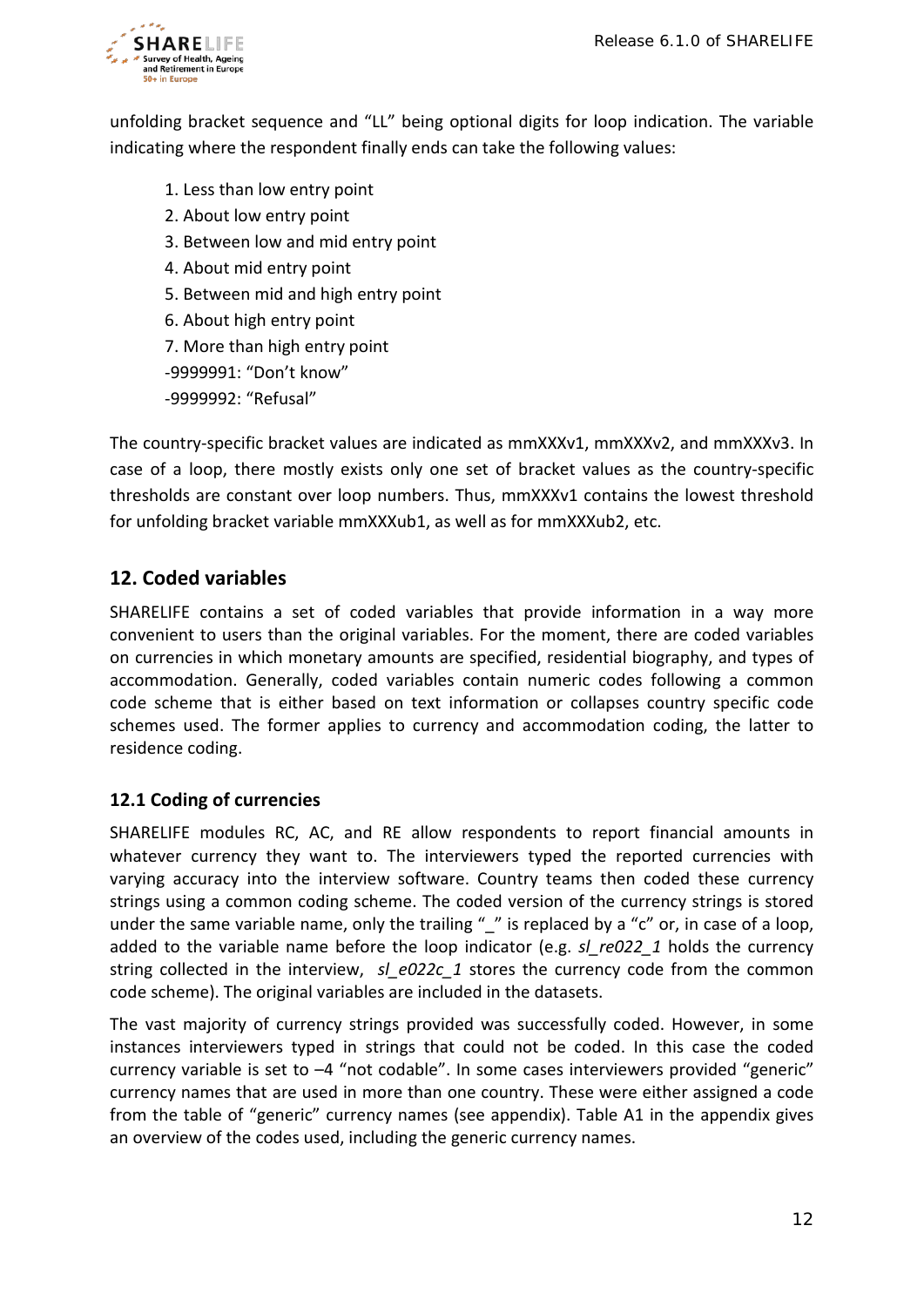unfolding bracket sequence and "LL" being optional digits for loop indication. The variable indicating where the respondent finally ends can take the following values:

1. Less than low entry point
2. About low entry point
3. Between low and mid entry point
4. About mid entry point
5. Between mid and high entry point
6. About high entry point
7. More than high entry point

-9999991: "Don't know"
-9999992: "Refusal"

The country-specific bracket values are indicated as mmXXXv1, mmXXXv2, and mmXXXv3. In case of a loop, there mostly exists only one set of bracket values as the country-specific thresholds are constant over loop numbers. Thus, mmXXXv1 contains the lowest threshold for unfolding bracket variable mmXXXub1, as well as for mmXXXub2, etc.

## 12. Coded variables

SHARELIFE contains a set of coded variables that provide information in a way more convenient to users than the original variables. For the moment, there are coded variables on currencies in which monetary amounts are specified, residential biography, and types of accommodation. Generally, coded variables contain numeric codes following a common code scheme that is either based on text information or collapses country specific code schemes used. The former applies to currency and accommodation coding, the latter to residence coding.

### 12.1 Coding of currencies

SHARELIFE modules RC, AC, and RE allow respondents to report financial amounts in whatever currency they want to. The interviewers typed the reported currencies with varying accuracy into the interview software. Country teams then coded these currency strings using a common coding scheme. The coded version of the currency strings is stored under the same variable name, only the trailing "_" is replaced by a "c" or, in case of a loop, added to the variable name before the loop indicator (e.g. *sl_re022_1* holds the currency string collected in the interview, *sl_e022c_1* stores the currency code from the common code scheme). The original variables are included in the datasets.

The vast majority of currency strings provided was successfully coded. However, in some instances interviewers typed in strings that could not be coded. In this case the coded currency variable is set to –4 "not codable". In some cases interviewers provided "generic" currency names that are used in more than one country. These were either assigned a code from the table of "generic" currency names (see appendix). Table A1 in the appendix gives an overview of the codes used, including the generic currency names.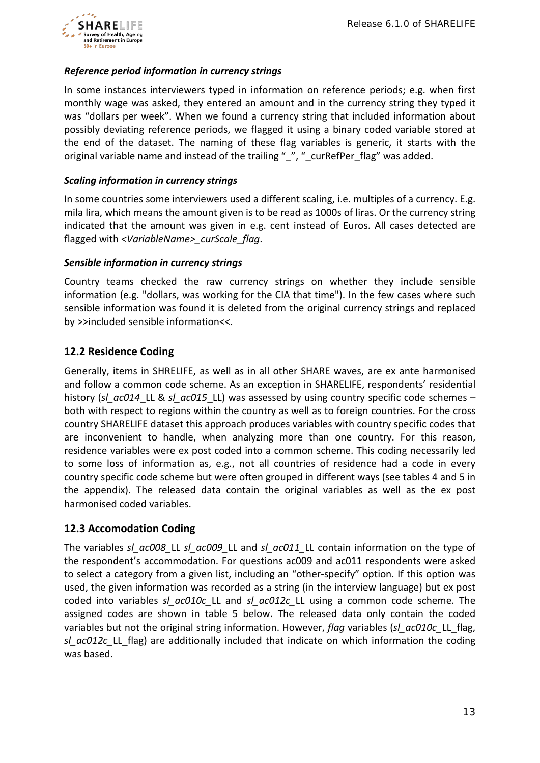#### *Reference period information in currency strings*

In some instances interviewers typed in information on reference periods; e.g. when first monthly wage was asked, they entered an amount and in the currency string they typed it was "dollars per week". When we found a currency string that included information about possibly deviating reference periods, we flagged it using a binary coded variable stored at the end of the dataset. The naming of these flag variables is generic, it starts with the original variable name and instead of the trailing "_", "_curRefPer_flag" was added.

#### *Scaling information in currency strings*

In some countries some interviewers used a different scaling, i.e. multiples of a currency. E.g. mila lira, which means the amount given is to be read as 1000s of liras. Or the currency string indicated that the amount was given in e.g. cent instead of Euros. All cases detected are flagged with *<VariableName>_curScale_flag*.

#### *Sensible information in currency strings*

Country teams checked the raw currency strings on whether they include sensible information (e.g. "dollars, was working for the CIA that time"). In the few cases where such sensible information was found it is deleted from the original currency strings and replaced by >>included sensible information<<.

## 12.2 Residence Coding

Generally, items in SHRELIFE, as well as in all other SHARE waves, are ex ante harmonised and follow a common code scheme. As an exception in SHARELIFE, respondents' residential history (*sl_ac014_*LL & *sl_ac015_*LL) was assessed by using country specific code schemes – both with respect to regions within the country as well as to foreign countries. For the cross country SHARELIFE dataset this approach produces variables with country specific codes that are inconvenient to handle, when analyzing more than one country. For this reason, residence variables were ex post coded into a common scheme. This coding necessarily led to some loss of information as, e.g., not all countries of residence had a code in every country specific code scheme but were often grouped in different ways (see tables 4 and 5 in the appendix). The released data contain the original variables as well as the ex post harmonised coded variables.

## 12.3 Accomodation Coding

The variables *sl_ac008_*LL *sl_ac009_*LL and *sl_ac011_*LL contain information on the type of the respondent's accommodation. For questions ac009 and ac011 respondents were asked to select a category from a given list, including an "other-specify" option. If this option was used, the given information was recorded as a string (in the interview language) but ex post coded into variables *sl_ac010c_*LL and *sl_ac012c_*LL using a common code scheme. The assigned codes are shown in table 5 below. The released data only contain the coded variables but not the original string information. However, *flag* variables (*sl_ac010c_*LL_flag, *sl_ac012c_*LL_flag) are additionally included that indicate on which information the coding was based.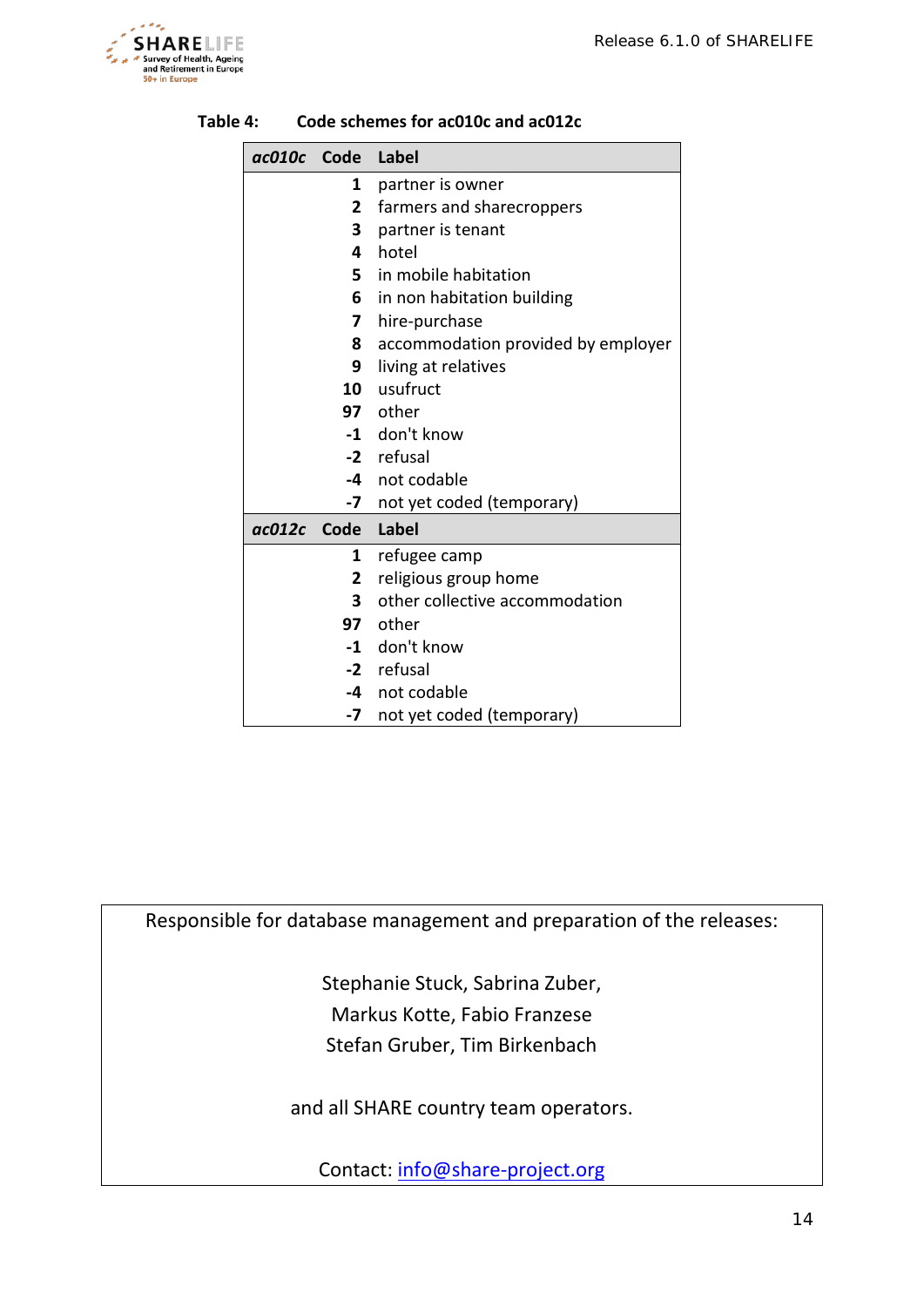**Table 4: Code schemes for ac010c and ac012c**

| *ac010c* | Code | Label |
|---|---|---|
| | **1** | partner is owner |
| | **2** | farmers and sharecroppers |
| | **3** | partner is tenant |
| | **4** | hotel |
| | **5** | in mobile habitation |
| | **6** | in non habitation building |
| | **7** | hire-purchase |
| | **8** | accommodation provided by employer |
| | **9** | living at relatives |
| | **10** | usufruct |
| | **97** | other |
| | **-1** | don't know |
| | **-2** | refusal |
| | **-4** | not codable |
| | **-7** | not yet coded (temporary) |
| ***ac012c*** | **Code** | **Label** |
| | **1** | refugee camp |
| | **2** | religious group home |
| | **3** | other collective accommodation |
| | **97** | other |
| | **-1** | don't know |
| | **-2** | refusal |
| | **-4** | not codable |
| | **-7** | not yet coded (temporary) |

Responsible for database management and preparation of the releases:

Stephanie Stuck, Sabrina Zuber,
Markus Kotte, Fabio Franzese
Stefan Gruber, Tim Birkenbach

and all SHARE country team operators.

Contact: info@share-project.org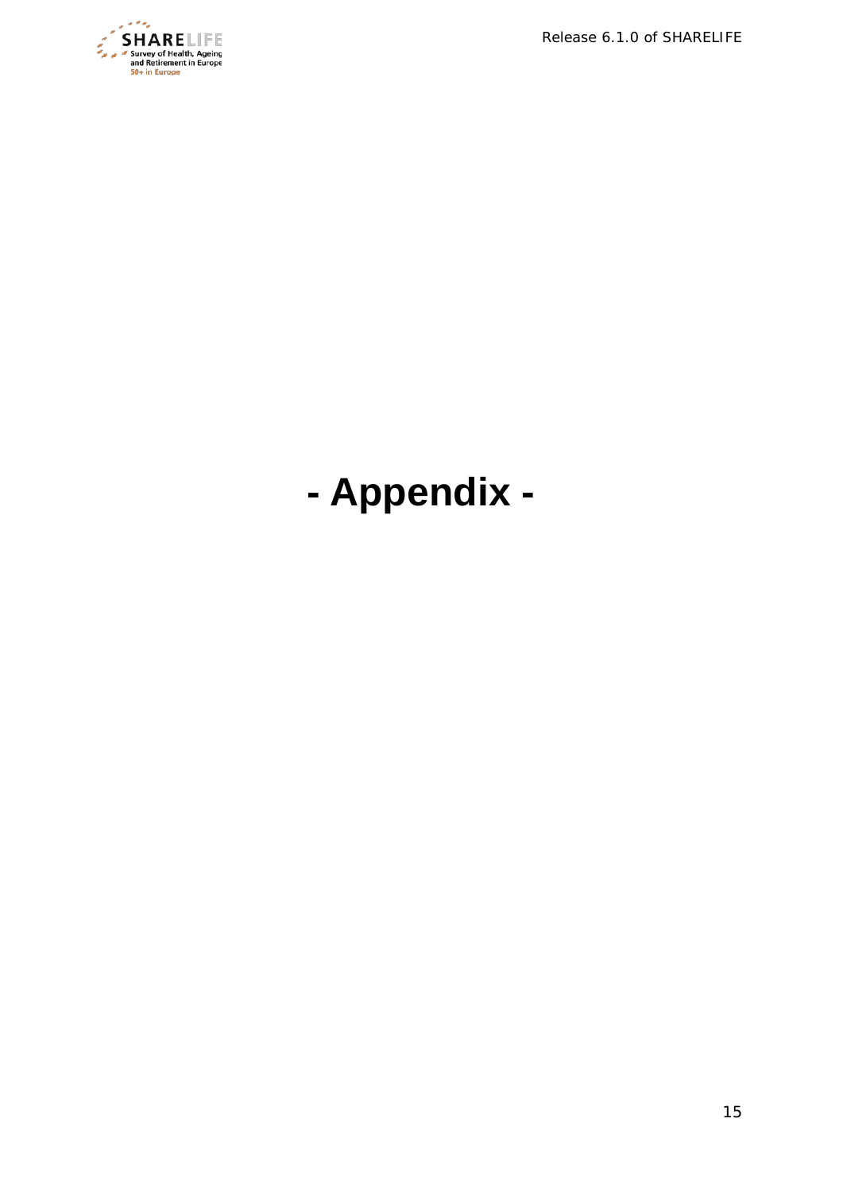# - Appendix -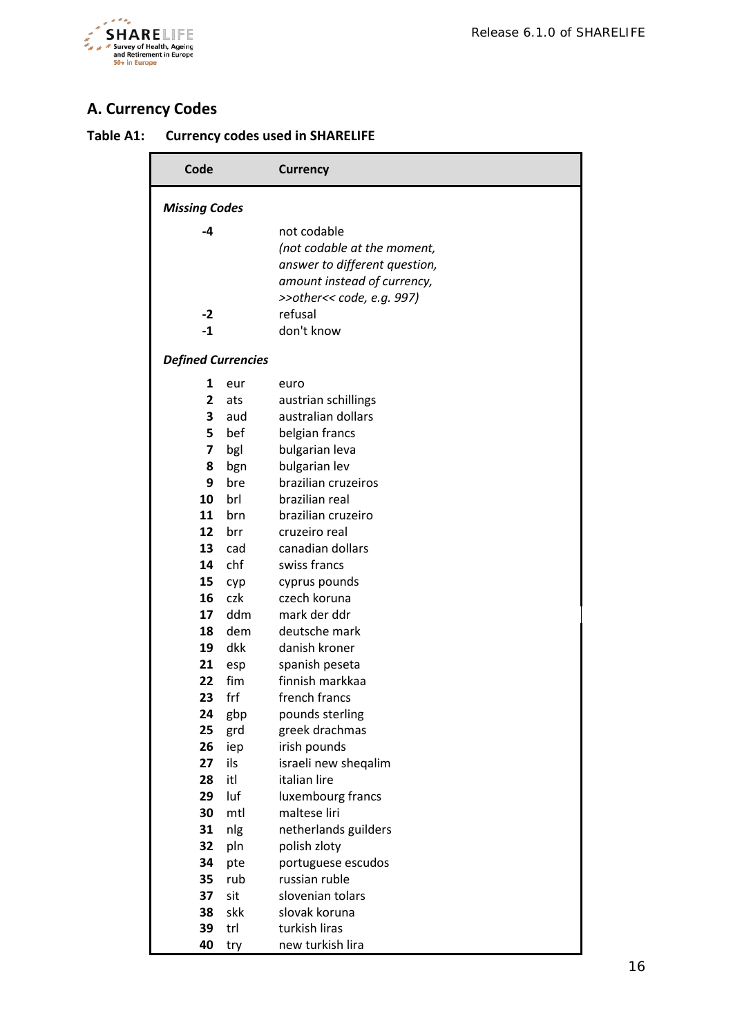## A. Currency Codes

**Table A1: Currency codes used in SHARELIFE**

| Code | | Currency |
|---|---|---|
| ***Missing Codes*** | | |
| **-4** | | not codable *(not codable at the moment, answer to different question, amount instead of currency, >>other<< code, e.g. 997)* |
| **-2** | | refusal |
| **-1** | | don't know |
| ***Defined Currencies*** | | |
| **1** | eur | euro |
| **2** | ats | austrian schillings |
| **3** | aud | australian dollars |
| **5** | bef | belgian francs |
| **7** | bgl | bulgarian leva |
| **8** | bgn | bulgarian lev |
| **9** | bre | brazilian cruzeiros |
| **10** | brl | brazilian real |
| **11** | brn | brazilian cruzeiro |
| **12** | brr | cruzeiro real |
| **13** | cad | canadian dollars |
| **14** | chf | swiss francs |
| **15** | cyp | cyprus pounds |
| **16** | czk | czech koruna |
| **17** | ddm | mark der ddr |
| **18** | dem | deutsche mark |
| **19** | dkk | danish kroner |
| **21** | esp | spanish peseta |
| **22** | fim | finnish markkaa |
| **23** | frf | french francs |
| **24** | gbp | pounds sterling |
| **25** | grd | greek drachmas |
| **26** | iep | irish pounds |
| **27** | ils | israeli new sheqalim |
| **28** | itl | italian lire |
| **29** | luf | luxembourg francs |
| **30** | mtl | maltese liri |
| **31** | nlg | netherlands guilders |
| **32** | pln | polish zloty |
| **34** | pte | portuguese escudos |
| **35** | rub | russian ruble |
| **37** | sit | slovenian tolars |
| **38** | skk | slovak koruna |
| **39** | trl | turkish liras |
| **40** | try | new turkish lira |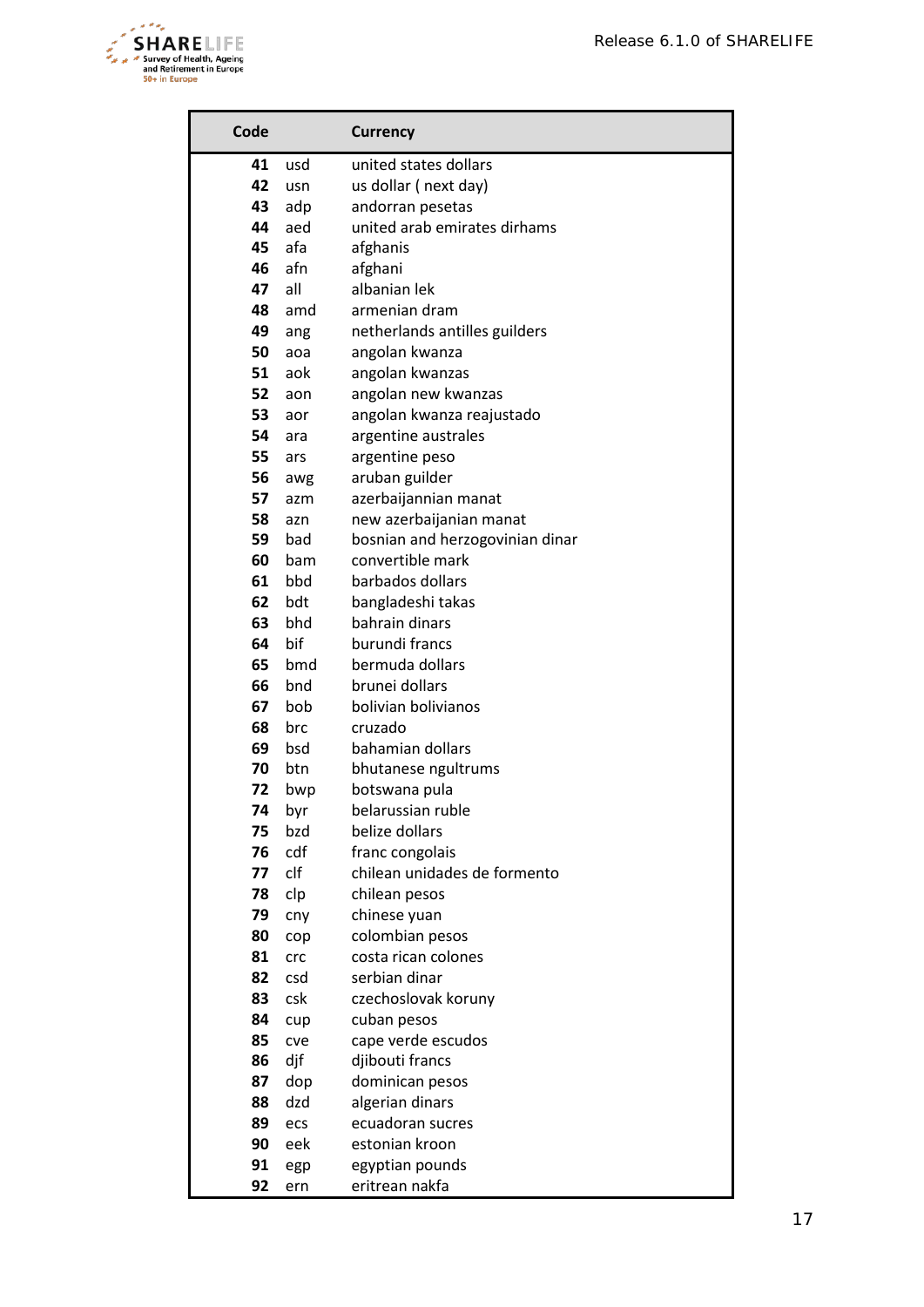| Code | | Currency |
|---|---|---|
| 41 | usd | united states dollars |
| 42 | usn | us dollar ( next day) |
| 43 | adp | andorran pesetas |
| 44 | aed | united arab emirates dirhams |
| 45 | afa | afghanis |
| 46 | afn | afghani |
| 47 | all | albanian lek |
| 48 | amd | armenian dram |
| 49 | ang | netherlands antilles guilders |
| 50 | aoa | angolan kwanza |
| 51 | aok | angolan kwanzas |
| 52 | aon | angolan new kwanzas |
| 53 | aor | angolan kwanza reajustado |
| 54 | ara | argentine australes |
| 55 | ars | argentine peso |
| 56 | awg | aruban guilder |
| 57 | azm | azerbaijannian manat |
| 58 | azn | new azerbaijanian manat |
| 59 | bad | bosnian and herzogovinian dinar |
| 60 | bam | convertible mark |
| 61 | bbd | barbados dollars |
| 62 | bdt | bangladeshi takas |
| 63 | bhd | bahrain dinars |
| 64 | bif | burundi francs |
| 65 | bmd | bermuda dollars |
| 66 | bnd | brunei dollars |
| 67 | bob | bolivian bolivianos |
| 68 | brc | cruzado |
| 69 | bsd | bahamian dollars |
| 70 | btn | bhutanese ngultrums |
| 72 | bwp | botswana pula |
| 74 | byr | belarussian ruble |
| 75 | bzd | belize dollars |
| 76 | cdf | franc congolais |
| 77 | clf | chilean unidades de formento |
| 78 | clp | chilean pesos |
| 79 | cny | chinese yuan |
| 80 | cop | colombian pesos |
| 81 | crc | costa rican colones |
| 82 | csd | serbian dinar |
| 83 | csk | czechoslovak koruny |
| 84 | cup | cuban pesos |
| 85 | cve | cape verde escudos |
| 86 | djf | djibouti francs |
| 87 | dop | dominican pesos |
| 88 | dzd | algerian dinars |
| 89 | ecs | ecuadoran sucres |
| 90 | eek | estonian kroon |
| 91 | egp | egyptian pounds |
| 92 | ern | eritrean nakfa |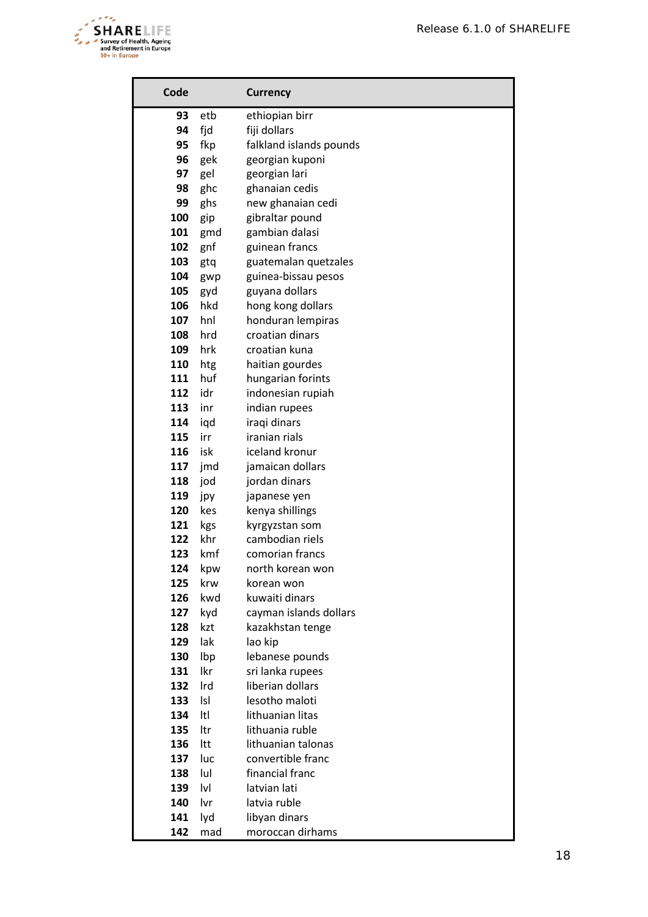| Code | | Currency |
|---|---|---|
| **93** | etb | ethiopian birr |
| **94** | fjd | fiji dollars |
| **95** | fkp | falkland islands pounds |
| **96** | gek | georgian kuponi |
| **97** | gel | georgian lari |
| **98** | ghc | ghanaian cedis |
| **99** | ghs | new ghanaian cedi |
| **100** | gip | gibraltar pound |
| **101** | gmd | gambian dalasi |
| **102** | gnf | guinean francs |
| **103** | gtq | guatemalan quetzales |
| **104** | gwp | guinea-bissau pesos |
| **105** | gyd | guyana dollars |
| **106** | hkd | hong kong dollars |
| **107** | hnl | honduran lempiras |
| **108** | hrd | croatian dinars |
| **109** | hrk | croatian kuna |
| **110** | htg | haitian gourdes |
| **111** | huf | hungarian forints |
| **112** | idr | indonesian rupiah |
| **113** | inr | indian rupees |
| **114** | iqd | iraqi dinars |
| **115** | irr | iranian rials |
| **116** | isk | iceland kronur |
| **117** | jmd | jamaican dollars |
| **118** | jod | jordan dinars |
| **119** | jpy | japanese yen |
| **120** | kes | kenya shillings |
| **121** | kgs | kyrgyzstan som |
| **122** | khr | cambodian riels |
| **123** | kmf | comorian francs |
| **124** | kpw | north korean won |
| **125** | krw | korean won |
| **126** | kwd | kuwaiti dinars |
| **127** | kyd | cayman islands dollars |
| **128** | kzt | kazakhstan tenge |
| **129** | lak | lao kip |
| **130** | lbp | lebanese pounds |
| **131** | lkr | sri lanka rupees |
| **132** | lrd | liberian dollars |
| **133** | lsl | lesotho maloti |
| **134** | ltl | lithuanian litas |
| **135** | ltr | lithuania ruble |
| **136** | ltt | lithuanian talonas |
| **137** | luc | convertible franc |
| **138** | lul | financial franc |
| **139** | lvl | latvian lati |
| **140** | lvr | latvia ruble |
| **141** | lyd | libyan dinars |
| **142** | mad | moroccan dirhams |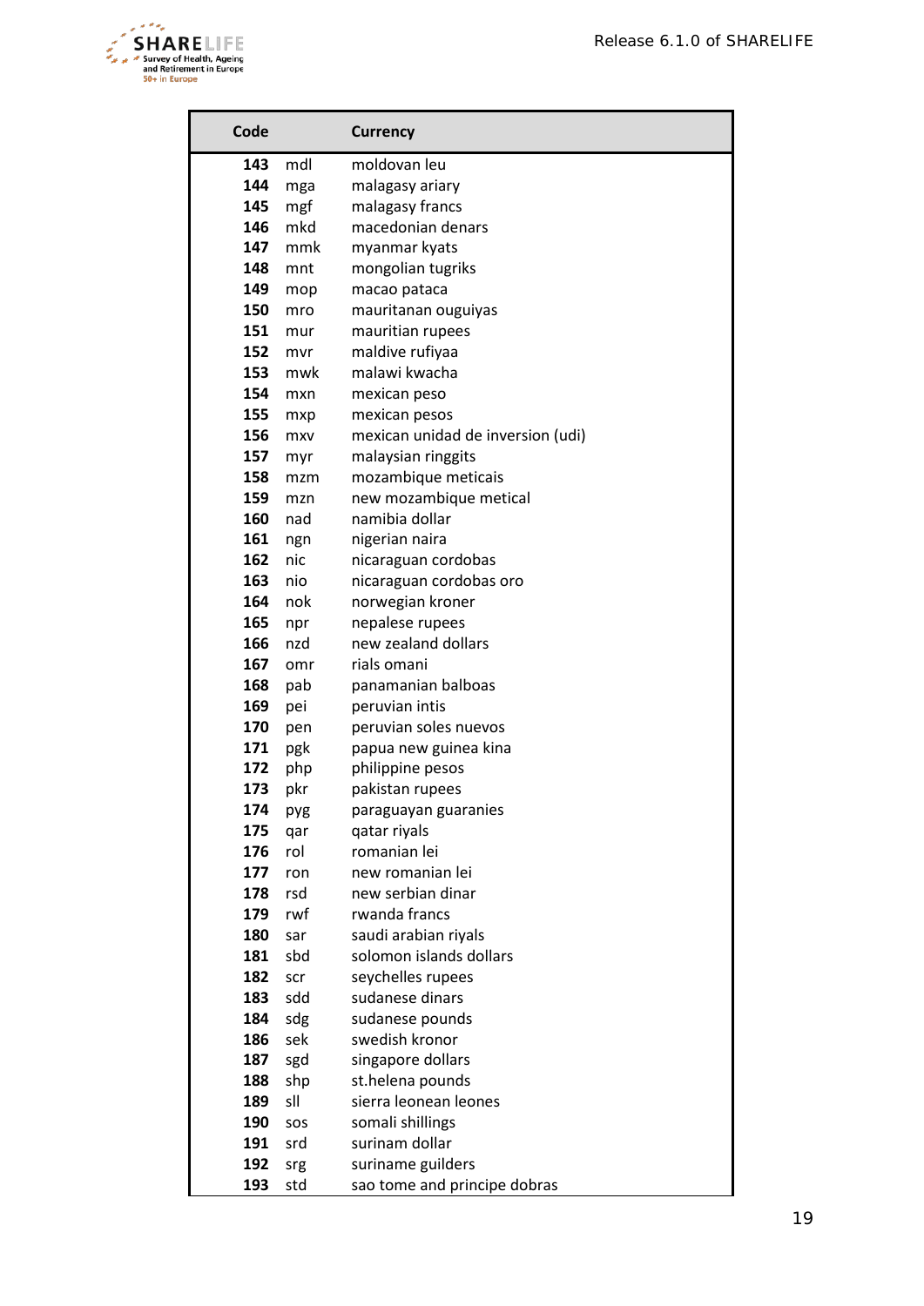| Code | | Currency |
|---|---|---|
| 143 | mdl | moldovan leu |
| 144 | mga | malagasy ariary |
| 145 | mgf | malagasy francs |
| 146 | mkd | macedonian denars |
| 147 | mmk | myanmar kyats |
| 148 | mnt | mongolian tugriks |
| 149 | mop | macao pataca |
| 150 | mro | mauritanan ouguiyas |
| 151 | mur | mauritian rupees |
| 152 | mvr | maldive rufiyaa |
| 153 | mwk | malawi kwacha |
| 154 | mxn | mexican peso |
| 155 | mxp | mexican pesos |
| 156 | mxv | mexican unidad de inversion (udi) |
| 157 | myr | malaysian ringgits |
| 158 | mzm | mozambique meticais |
| 159 | mzn | new mozambique metical |
| 160 | nad | namibia dollar |
| 161 | ngn | nigerian naira |
| 162 | nic | nicaraguan cordobas |
| 163 | nio | nicaraguan cordobas oro |
| 164 | nok | norwegian kroner |
| 165 | npr | nepalese rupees |
| 166 | nzd | new zealand dollars |
| 167 | omr | rials omani |
| 168 | pab | panamanian balboas |
| 169 | pei | peruvian intis |
| 170 | pen | peruvian soles nuevos |
| 171 | pgk | papua new guinea kina |
| 172 | php | philippine pesos |
| 173 | pkr | pakistan rupees |
| 174 | pyg | paraguayan guaranies |
| 175 | qar | qatar riyals |
| 176 | rol | romanian lei |
| 177 | ron | new romanian lei |
| 178 | rsd | new serbian dinar |
| 179 | rwf | rwanda francs |
| 180 | sar | saudi arabian riyals |
| 181 | sbd | solomon islands dollars |
| 182 | scr | seychelles rupees |
| 183 | sdd | sudanese dinars |
| 184 | sdg | sudanese pounds |
| 186 | sek | swedish kronor |
| 187 | sgd | singapore dollars |
| 188 | shp | st.helena pounds |
| 189 | sll | sierra leonean leones |
| 190 | sos | somali shillings |
| 191 | srd | surinam dollar |
| 192 | srg | suriname guilders |
| 193 | std | sao tome and principe dobras |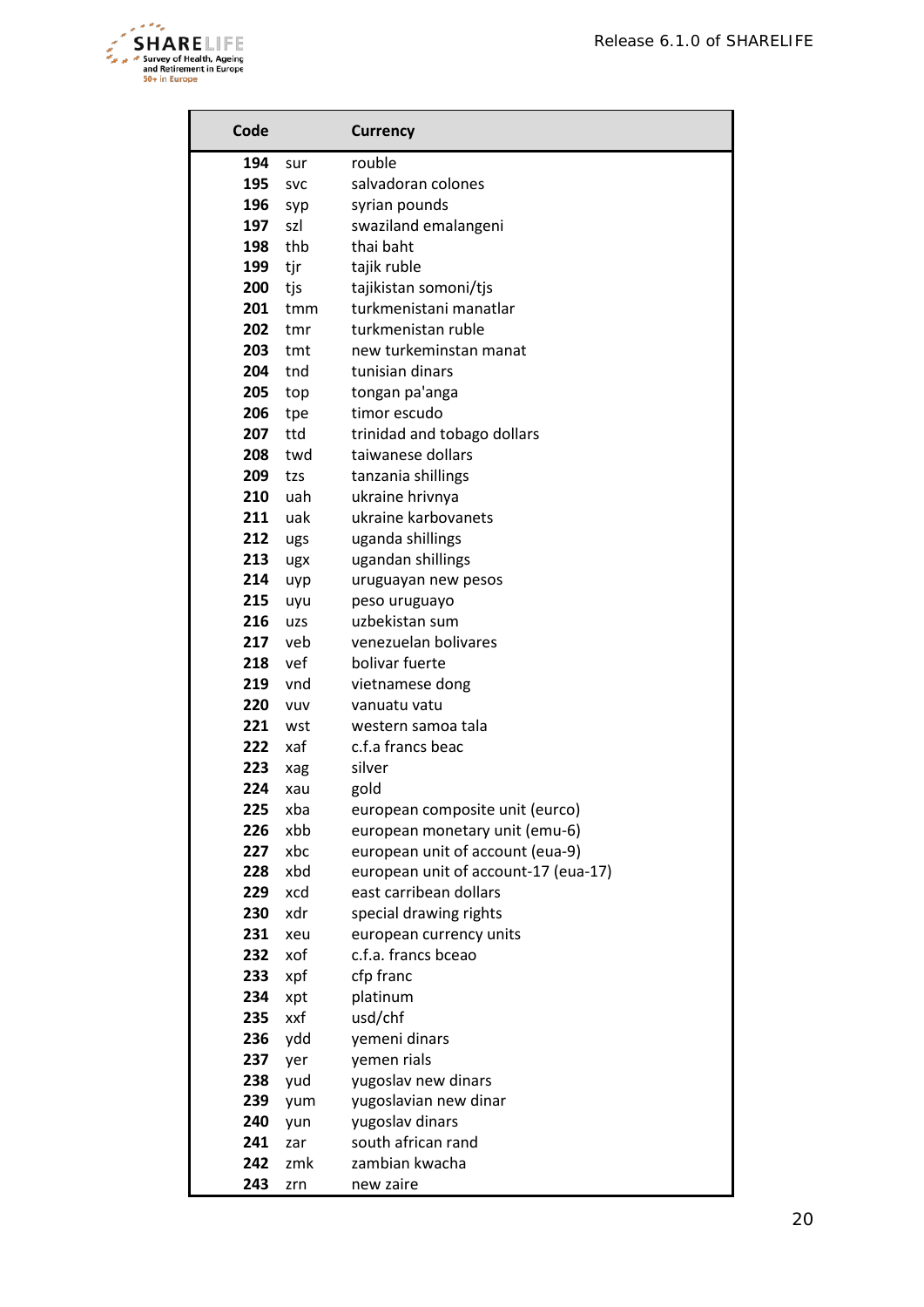| Code | | Currency |
|---|---|---|
| **194** | sur | rouble |
| **195** | svc | salvadoran colones |
| **196** | syp | syrian pounds |
| **197** | szl | swaziland emalangeni |
| **198** | thb | thai baht |
| **199** | tjr | tajik ruble |
| **200** | tjs | tajikistan somoni/tjs |
| **201** | tmm | turkmenistani manatlar |
| **202** | tmr | turkmenistan ruble |
| **203** | tmt | new turkeminstan manat |
| **204** | tnd | tunisian dinars |
| **205** | top | tongan pa'anga |
| **206** | tpe | timor escudo |
| **207** | ttd | trinidad and tobago dollars |
| **208** | twd | taiwanese dollars |
| **209** | tzs | tanzania shillings |
| **210** | uah | ukraine hrivnya |
| **211** | uak | ukraine karbovanets |
| **212** | ugs | uganda shillings |
| **213** | ugx | ugandan shillings |
| **214** | uyp | uruguayan new pesos |
| **215** | uyu | peso uruguayo |
| **216** | uzs | uzbekistan sum |
| **217** | veb | venezuelan bolivares |
| **218** | vef | bolivar fuerte |
| **219** | vnd | vietnamese dong |
| **220** | vuv | vanuatu vatu |
| **221** | wst | western samoa tala |
| **222** | xaf | c.f.a francs beac |
| **223** | xag | silver |
| **224** | xau | gold |
| **225** | xba | european composite unit (eurco) |
| **226** | xbb | european monetary unit (emu-6) |
| **227** | xbc | european unit of account (eua-9) |
| **228** | xbd | european unit of account-17 (eua-17) |
| **229** | xcd | east carribean dollars |
| **230** | xdr | special drawing rights |
| **231** | xeu | european currency units |
| **232** | xof | c.f.a. francs bceao |
| **233** | xpf | cfp franc |
| **234** | xpt | platinum |
| **235** | xxf | usd/chf |
| **236** | ydd | yemeni dinars |
| **237** | yer | yemen rials |
| **238** | yud | yugoslav new dinars |
| **239** | yum | yugoslavian new dinar |
| **240** | yun | yugoslav dinars |
| **241** | zar | south african rand |
| **242** | zmk | zambian kwacha |
| **243** | zrn | new zaire |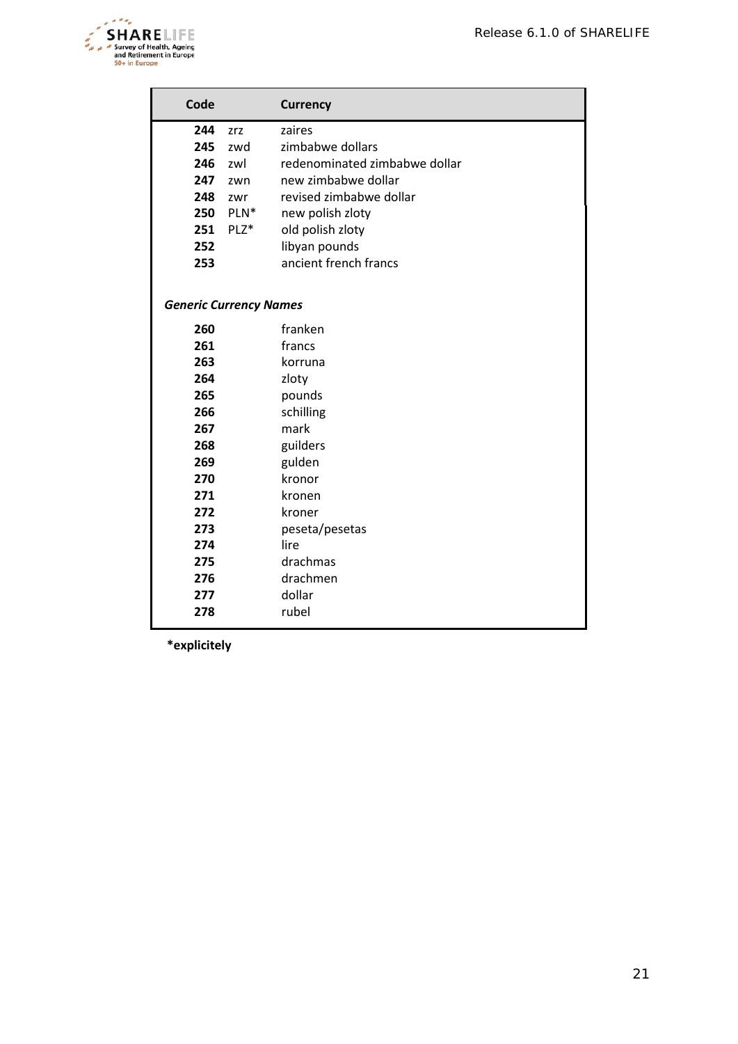| Code | | Currency |
|---|---|---|
| **244** | zrz | zaires |
| **245** | zwd | zimbabwe dollars |
| **246** | zwl | redenominated zimbabwe dollar |
| **247** | zwn | new zimbabwe dollar |
| **248** | zwr | revised zimbabwe dollar |
| **250** | PLN* | new polish zloty |
| **251** | PLZ* | old polish zloty |
| **252** | | libyan pounds |
| **253** | | ancient french francs |
| ***Generic Currency Names*** | | |
| **260** | | franken |
| **261** | | francs |
| **263** | | korruna |
| **264** | | zloty |
| **265** | | pounds |
| **266** | | schilling |
| **267** | | mark |
| **268** | | guilders |
| **269** | | gulden |
| **270** | | kronor |
| **271** | | kronen |
| **272** | | kroner |
| **273** | | peseta/pesetas |
| **274** | | lire |
| **275** | | drachmas |
| **276** | | drachmen |
| **277** | | dollar |
| **278** | | rubel |

**\*explicitely**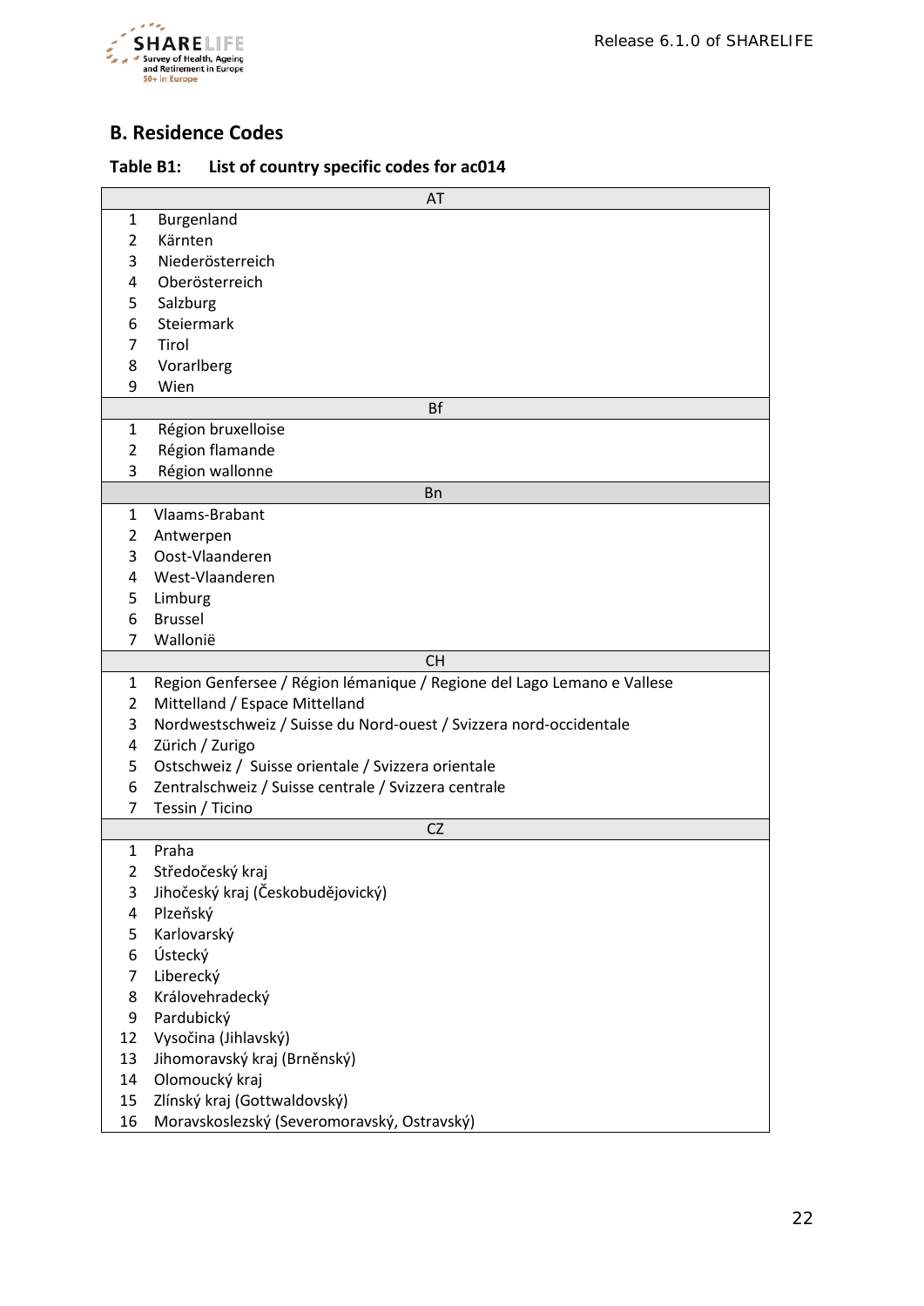## B. Residence Codes

### Table B1: List of country specific codes for ac014

| | AT |
|---|---|
| 1 | Burgenland |
| 2 | Kärnten |
| 3 | Niederösterreich |
| 4 | Oberösterreich |
| 5 | Salzburg |
| 6 | Steiermark |
| 7 | Tirol |
| 8 | Vorarlberg |
| 9 | Wien |
| | **Bf** |
| 1 | Région bruxelloise |
| 2 | Région flamande |
| 3 | Région wallonne |
| | **Bn** |
| 1 | Vlaams-Brabant |
| 2 | Antwerpen |
| 3 | Oost-Vlaanderen |
| 4 | West-Vlaanderen |
| 5 | Limburg |
| 6 | Brussel |
| 7 | Wallonië |
| | **CH** |
| 1 | Region Genfersee / Région lémanique / Regione del Lago Lemano e Vallese |
| 2 | Mittelland / Espace Mittelland |
| 3 | Nordwestschweiz / Suisse du Nord-ouest / Svizzera nord-occidentale |
| 4 | Zürich / Zurigo |
| 5 | Ostschweiz / Suisse orientale / Svizzera orientale |
| 6 | Zentralschweiz / Suisse centrale / Svizzera centrale |
| 7 | Tessin / Ticino |
| | **CZ** |
| 1 | Praha |
| 2 | Středočeský kraj |
| 3 | Jihočeský kraj (Českobudějovický) |
| 4 | Plzeňský |
| 5 | Karlovarský |
| 6 | Ústecký |
| 7 | Liberecký |
| 8 | Královehradecký |
| 9 | Pardubický |
| 12 | Vysočina (Jihlavský) |
| 13 | Jihomoravský kraj (Brněnský) |
| 14 | Olomoucký kraj |
| 15 | Zlínský kraj (Gottwaldovský) |
| 16 | Moravskoslezský (Severomoravský, Ostravský) |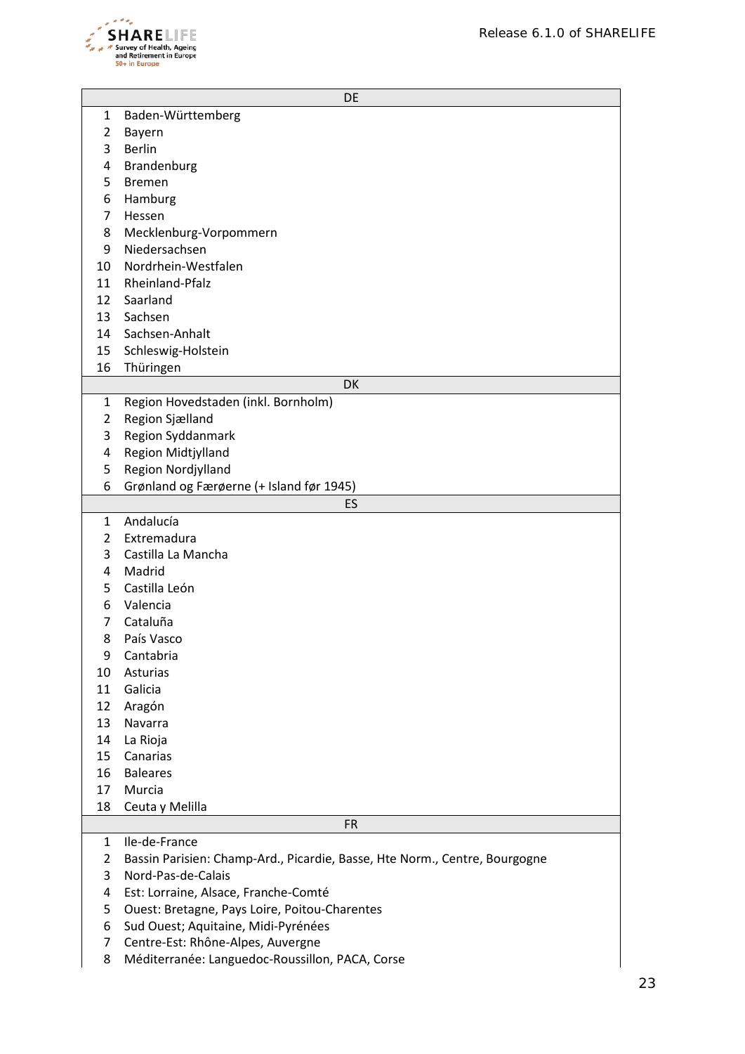| | DE |
|---|---|
| 1 | Baden-Württemberg |
| 2 | Bayern |
| 3 | Berlin |
| 4 | Brandenburg |
| 5 | Bremen |
| 6 | Hamburg |
| 7 | Hessen |
| 8 | Mecklenburg-Vorpommern |
| 9 | Niedersachsen |
| 10 | Nordrhein-Westfalen |
| 11 | Rheinland-Pfalz |
| 12 | Saarland |
| 13 | Sachsen |
| 14 | Sachsen-Anhalt |
| 15 | Schleswig-Holstein |
| 16 | Thüringen |
| | **DK** |
| 1 | Region Hovedstaden (inkl. Bornholm) |
| 2 | Region Sjælland |
| 3 | Region Syddanmark |
| 4 | Region Midtjylland |
| 5 | Region Nordjylland |
| 6 | Grønland og Færøerne (+ Island før 1945) |
| | **ES** |
| 1 | Andalucía |
| 2 | Extremadura |
| 3 | Castilla La Mancha |
| 4 | Madrid |
| 5 | Castilla León |
| 6 | Valencia |
| 7 | Cataluña |
| 8 | País Vasco |
| 9 | Cantabria |
| 10 | Asturias |
| 11 | Galicia |
| 12 | Aragón |
| 13 | Navarra |
| 14 | La Rioja |
| 15 | Canarias |
| 16 | Baleares |
| 17 | Murcia |
| 18 | Ceuta y Melilla |
| | **FR** |
| 1 | Ile-de-France |
| 2 | Bassin Parisien: Champ-Ard., Picardie, Basse, Hte Norm., Centre, Bourgogne |
| 3 | Nord-Pas-de-Calais |
| 4 | Est: Lorraine, Alsace, Franche-Comté |
| 5 | Ouest: Bretagne, Pays Loire, Poitou-Charentes |
| 6 | Sud Ouest; Aquitaine, Midi-Pyrénées |
| 7 | Centre-Est: Rhône-Alpes, Auvergne |
| 8 | Méditerranée: Languedoc-Roussillon, PACA, Corse |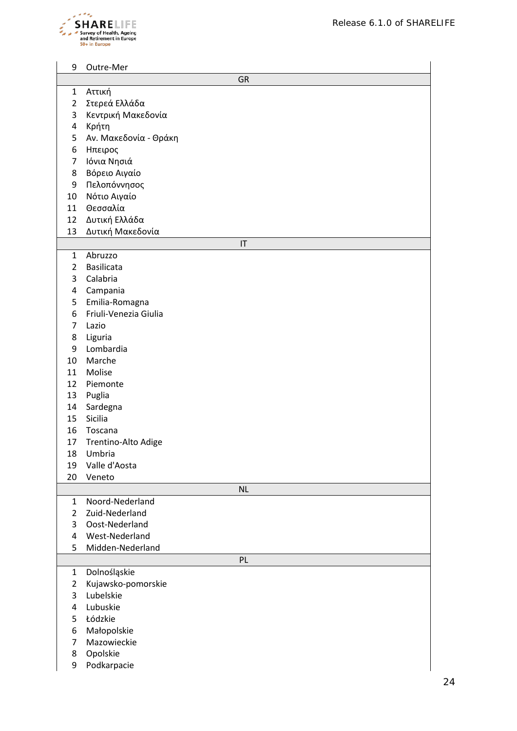| | |
|---|---|
| 9 | Outre-Mer |
| | **GR** |
| 1 | Αττική |
| 2 | Στερεά Ελλάδα |
| 3 | Κεντρική Μακεδονία |
| 4 | Κρήτη |
| 5 | Αν. Μακεδονία - Θράκη |
| 6 | Ηπειρος |
| 7 | Ιόνια Νησιά |
| 8 | Βόρειο Αιγαίο |
| 9 | Πελοπόννησος |
| 10 | Νότιο Αιγαίο |
| 11 | Θεσσαλία |
| 12 | Δυτική Ελλάδα |
| 13 | Δυτική Μακεδονία |
| | **IT** |
| 1 | Abruzzo |
| 2 | Basilicata |
| 3 | Calabria |
| 4 | Campania |
| 5 | Emilia-Romagna |
| 6 | Friuli-Venezia Giulia |
| 7 | Lazio |
| 8 | Liguria |
| 9 | Lombardia |
| 10 | Marche |
| 11 | Molise |
| 12 | Piemonte |
| 13 | Puglia |
| 14 | Sardegna |
| 15 | Sicilia |
| 16 | Toscana |
| 17 | Trentino-Alto Adige |
| 18 | Umbria |
| 19 | Valle d'Aosta |
| 20 | Veneto |
| | **NL** |
| 1 | Noord-Nederland |
| 2 | Zuid-Nederland |
| 3 | Oost-Nederland |
| 4 | West-Nederland |
| 5 | Midden-Nederland |
| | **PL** |
| 1 | Dolnośląskie |
| 2 | Kujawsko-pomorskie |
| 3 | Lubelskie |
| 4 | Lubuskie |
| 5 | Łódzkie |
| 6 | Małopolskie |
| 7 | Mazowieckie |
| 8 | Opolskie |
| 9 | Podkarpacie |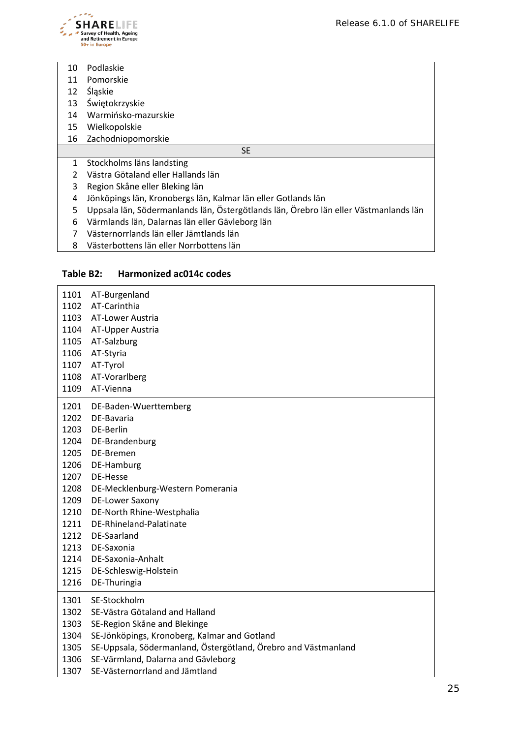| | |
|---|---|
| 10 | Podlaskie |
| 11 | Pomorskie |
| 12 | Śląskie |
| 13 | Świętokrzyskie |
| 14 | Warmińsko-mazurskie |
| 15 | Wielkopolskie |
| 16 | Zachodniopomorskie |
| | **SE** |
| 1 | Stockholms läns landsting |
| 2 | Västra Götaland eller Hallands län |
| 3 | Region Skåne eller Bleking län |
| 4 | Jönköpings län, Kronobergs län, Kalmar län eller Gotlands län |
| 5 | Uppsala län, Södermanlands län, Östergötlands län, Örebro län eller Västmanlands län |
| 6 | Värmlands län, Dalarnas län eller Gävleborg län |
| 7 | Västernorrlands län eller Jämtlands län |
| 8 | Västerbottens län eller Norrbottens län |

**Table B2: Harmonized ac014c codes**

| | |
|---|---|
| 1101 | AT-Burgenland |
| 1102 | AT-Carinthia |
| 1103 | AT-Lower Austria |
| 1104 | AT-Upper Austria |
| 1105 | AT-Salzburg |
| 1106 | AT-Styria |
| 1107 | AT-Tyrol |
| 1108 | AT-Vorarlberg |
| 1109 | AT-Vienna |
| 1201 | DE-Baden-Wuerttemberg |
| 1202 | DE-Bavaria |
| 1203 | DE-Berlin |
| 1204 | DE-Brandenburg |
| 1205 | DE-Bremen |
| 1206 | DE-Hamburg |
| 1207 | DE-Hesse |
| 1208 | DE-Mecklenburg-Western Pomerania |
| 1209 | DE-Lower Saxony |
| 1210 | DE-North Rhine-Westphalia |
| 1211 | DE-Rhineland-Palatinate |
| 1212 | DE-Saarland |
| 1213 | DE-Saxonia |
| 1214 | DE-Saxonia-Anhalt |
| 1215 | DE-Schleswig-Holstein |
| 1216 | DE-Thuringia |
| 1301 | SE-Stockholm |
| 1302 | SE-Västra Götaland and Halland |
| 1303 | SE-Region Skåne and Blekinge |
| 1304 | SE-Jönköpings, Kronoberg, Kalmar and Gotland |
| 1305 | SE-Uppsala, Södermanland, Östergötland, Örebro and Västmanland |
| 1306 | SE-Värmland, Dalarna and Gävleborg |
| 1307 | SE-Västernorrland and Jämtland |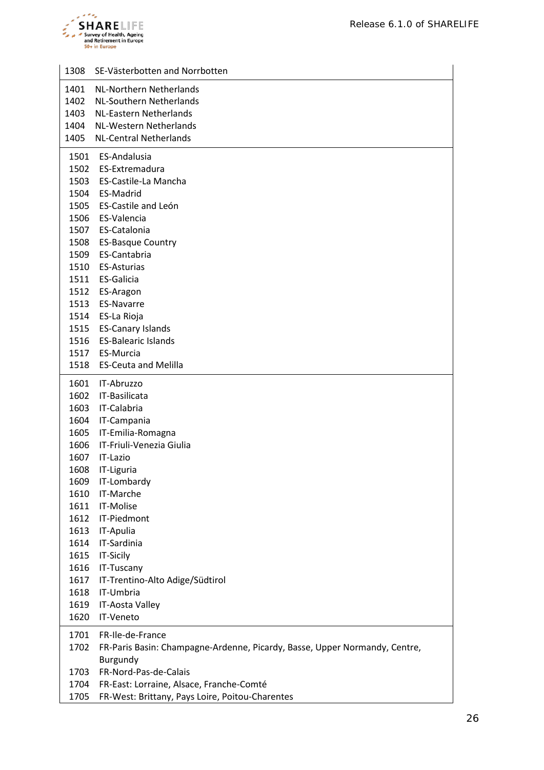| | |
|---|---|
| 1308 | SE-Västerbotten and Norrbotten |
| 1401 | NL-Northern Netherlands |
| 1402 | NL-Southern Netherlands |
| 1403 | NL-Eastern Netherlands |
| 1404 | NL-Western Netherlands |
| 1405 | NL-Central Netherlands |
| 1501 | ES-Andalusia |
| 1502 | ES-Extremadura |
| 1503 | ES-Castile-La Mancha |
| 1504 | ES-Madrid |
| 1505 | ES-Castile and León |
| 1506 | ES-Valencia |
| 1507 | ES-Catalonia |
| 1508 | ES-Basque Country |
| 1509 | ES-Cantabria |
| 1510 | ES-Asturias |
| 1511 | ES-Galicia |
| 1512 | ES-Aragon |
| 1513 | ES-Navarre |
| 1514 | ES-La Rioja |
| 1515 | ES-Canary Islands |
| 1516 | ES-Balearic Islands |
| 1517 | ES-Murcia |
| 1518 | ES-Ceuta and Melilla |
| 1601 | IT-Abruzzo |
| 1602 | IT-Basilicata |
| 1603 | IT-Calabria |
| 1604 | IT-Campania |
| 1605 | IT-Emilia-Romagna |
| 1606 | IT-Friuli-Venezia Giulia |
| 1607 | IT-Lazio |
| 1608 | IT-Liguria |
| 1609 | IT-Lombardy |
| 1610 | IT-Marche |
| 1611 | IT-Molise |
| 1612 | IT-Piedmont |
| 1613 | IT-Apulia |
| 1614 | IT-Sardinia |
| 1615 | IT-Sicily |
| 1616 | IT-Tuscany |
| 1617 | IT-Trentino-Alto Adige/Südtirol |
| 1618 | IT-Umbria |
| 1619 | IT-Aosta Valley |
| 1620 | IT-Veneto |
| 1701 | FR-Ile-de-France |
| 1702 | FR-Paris Basin: Champagne-Ardenne, Picardy, Basse, Upper Normandy, Centre, Burgundy |
| 1703 | FR-Nord-Pas-de-Calais |
| 1704 | FR-East: Lorraine, Alsace, Franche-Comté |
| 1705 | FR-West: Brittany, Pays Loire, Poitou-Charentes |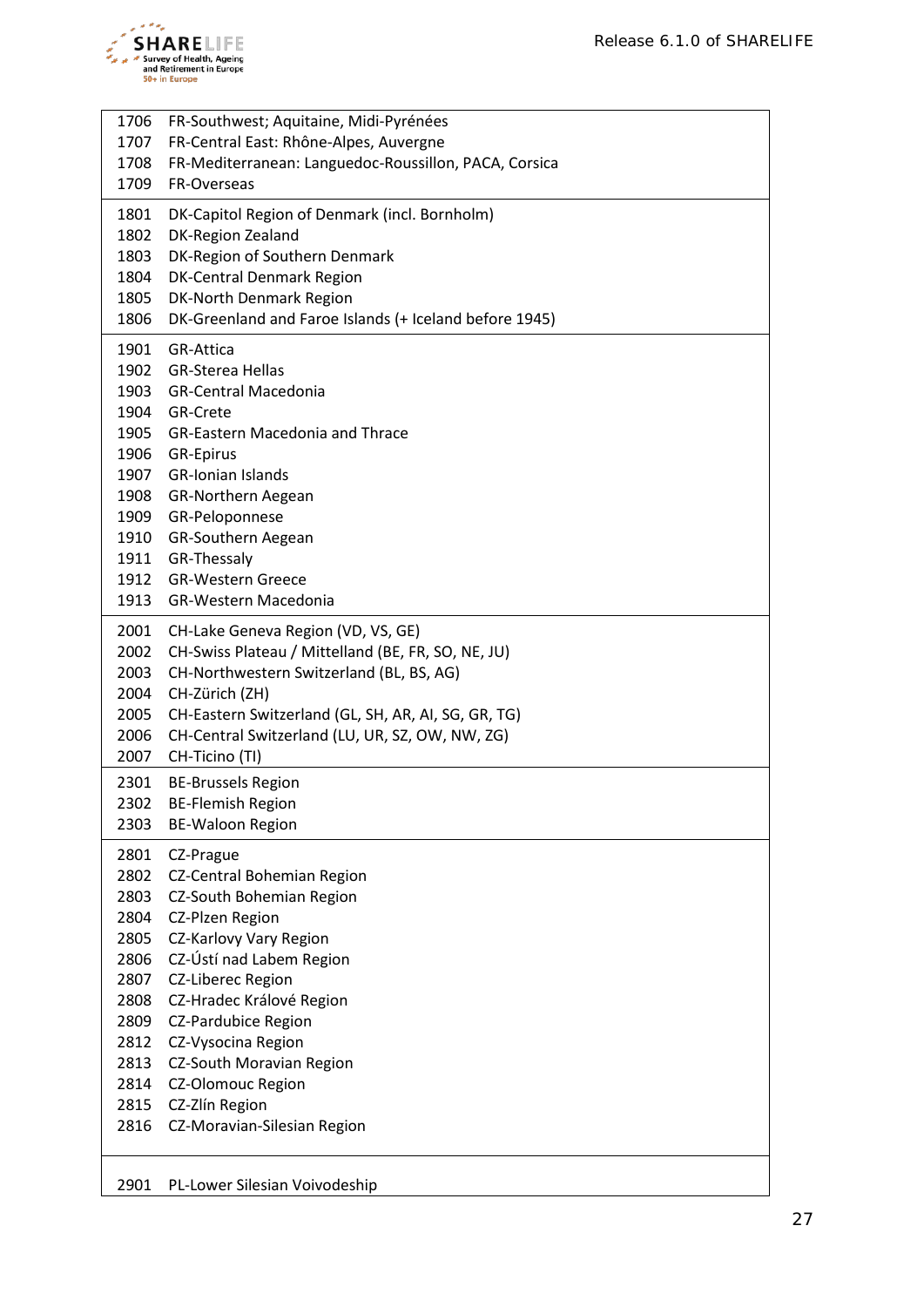| | |
|---|---|
| 1706 | FR-Southwest; Aquitaine, Midi-Pyrénées |
| 1707 | FR-Central East: Rhône-Alpes, Auvergne |
| 1708 | FR-Mediterranean: Languedoc-Roussillon, PACA, Corsica |
| 1709 | FR-Overseas |
| 1801 | DK-Capitol Region of Denmark (incl. Bornholm) |
| 1802 | DK-Region Zealand |
| 1803 | DK-Region of Southern Denmark |
| 1804 | DK-Central Denmark Region |
| 1805 | DK-North Denmark Region |
| 1806 | DK-Greenland and Faroe Islands (+ Iceland before 1945) |
| 1901 | GR-Attica |
| 1902 | GR-Sterea Hellas |
| 1903 | GR-Central Macedonia |
| 1904 | GR-Crete |
| 1905 | GR-Eastern Macedonia and Thrace |
| 1906 | GR-Epirus |
| 1907 | GR-Ionian Islands |
| 1908 | GR-Northern Aegean |
| 1909 | GR-Peloponnese |
| 1910 | GR-Southern Aegean |
| 1911 | GR-Thessaly |
| 1912 | GR-Western Greece |
| 1913 | GR-Western Macedonia |
| 2001 | CH-Lake Geneva Region (VD, VS, GE) |
| 2002 | CH-Swiss Plateau / Mittelland (BE, FR, SO, NE, JU) |
| 2003 | CH-Northwestern Switzerland (BL, BS, AG) |
| 2004 | CH-Zürich (ZH) |
| 2005 | CH-Eastern Switzerland (GL, SH, AR, AI, SG, GR, TG) |
| 2006 | CH-Central Switzerland (LU, UR, SZ, OW, NW, ZG) |
| 2007 | CH-Ticino (TI) |
| 2301 | BE-Brussels Region |
| 2302 | BE-Flemish Region |
| 2303 | BE-Waloon Region |
| 2801 | CZ-Prague |
| 2802 | CZ-Central Bohemian Region |
| 2803 | CZ-South Bohemian Region |
| 2804 | CZ-Plzen Region |
| 2805 | CZ-Karlovy Vary Region |
| 2806 | CZ-Ústí nad Labem Region |
| 2807 | CZ-Liberec Region |
| 2808 | CZ-Hradec Králové Region |
| 2809 | CZ-Pardubice Region |
| 2812 | CZ-Vysocina Region |
| 2813 | CZ-South Moravian Region |
| 2814 | CZ-Olomouc Region |
| 2815 | CZ-Zlín Region |
| 2816 | CZ-Moravian-Silesian Region |
| 2901 | PL-Lower Silesian Voivodeship |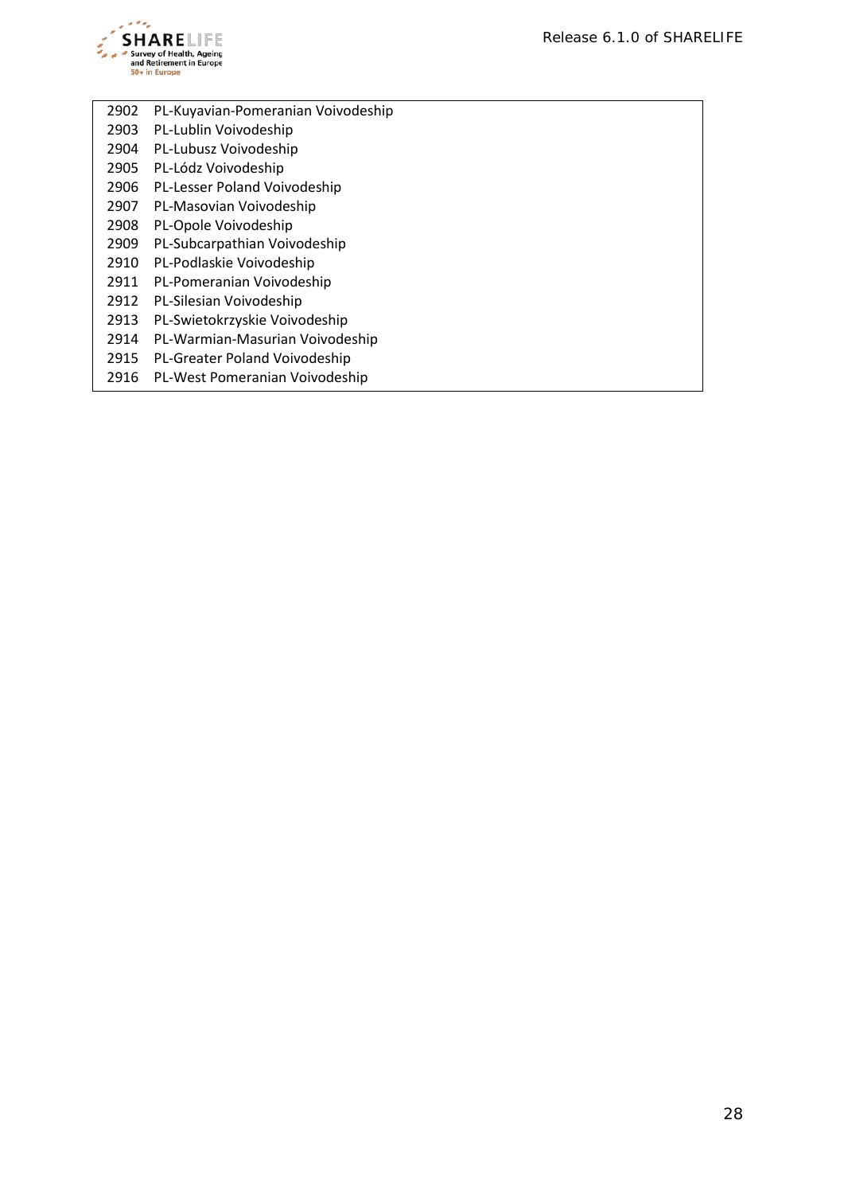| | |
|---|---|
| 2902 | PL-Kuyavian-Pomeranian Voivodeship |
| 2903 | PL-Lublin Voivodeship |
| 2904 | PL-Lubusz Voivodeship |
| 2905 | PL-Lódz Voivodeship |
| 2906 | PL-Lesser Poland Voivodeship |
| 2907 | PL-Masovian Voivodeship |
| 2908 | PL-Opole Voivodeship |
| 2909 | PL-Subcarpathian Voivodeship |
| 2910 | PL-Podlaskie Voivodeship |
| 2911 | PL-Pomeranian Voivodeship |
| 2912 | PL-Silesian Voivodeship |
| 2913 | PL-Swietokrzyskie Voivodeship |
| 2914 | PL-Warmian-Masurian Voivodeship |
| 2915 | PL-Greater Poland Voivodeship |
| 2916 | PL-West Pomeranian Voivodeship |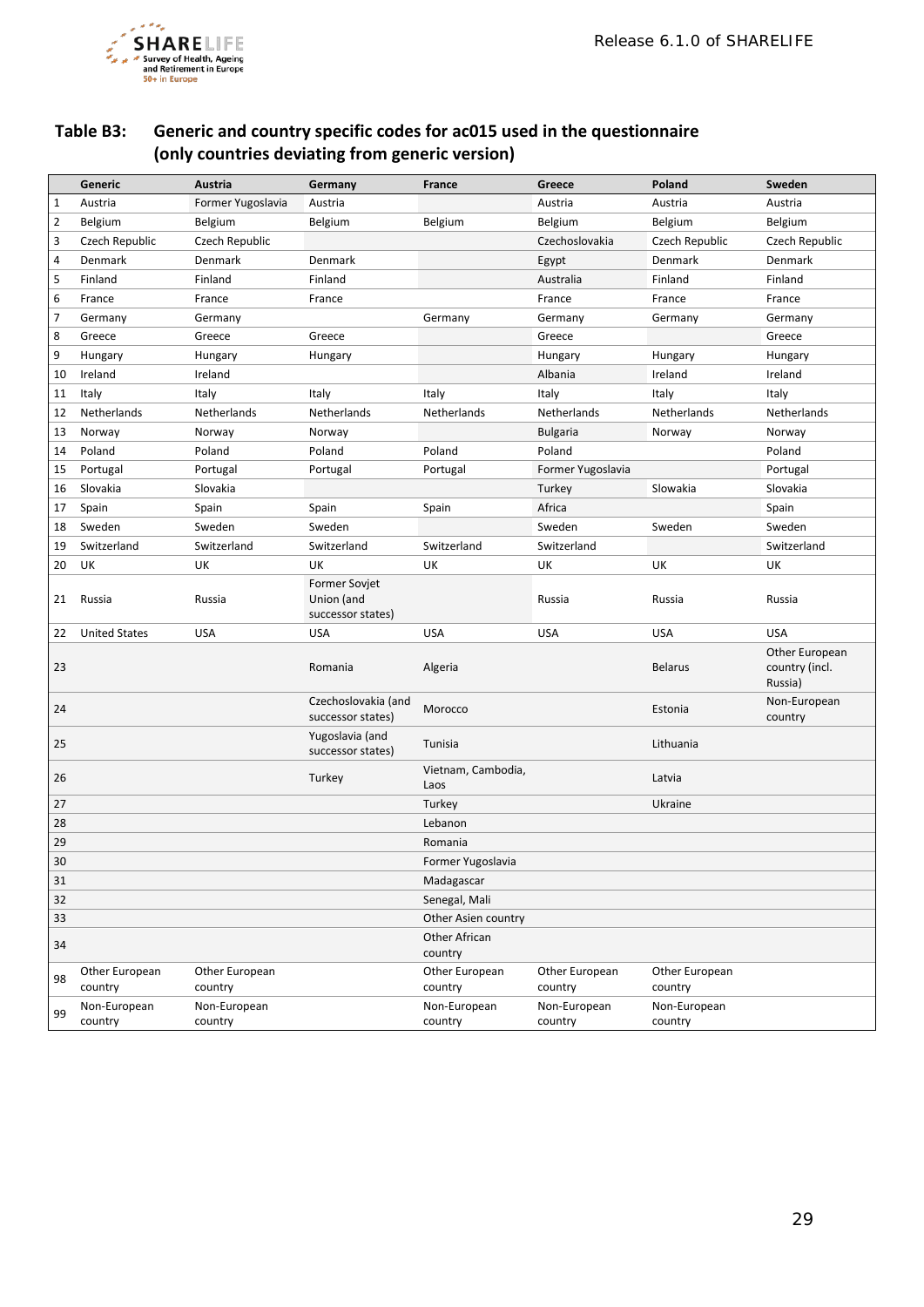### Table B3: Generic and country specific codes for ac015 used in the questionnaire (only countries deviating from generic version)

| | Generic | Austria | Germany | France | Greece | Poland | Sweden |
|---|---|---|---|---|---|---|---|
| 1 | Austria | Former Yugoslavia | Austria | | Austria | Austria | Austria |
| 2 | Belgium | Belgium | Belgium | Belgium | Belgium | Belgium | Belgium |
| 3 | Czech Republic | Czech Republic | | | Czechoslovakia | Czech Republic | Czech Republic |
| 4 | Denmark | Denmark | Denmark | | Egypt | Denmark | Denmark |
| 5 | Finland | Finland | Finland | | Australia | Finland | Finland |
| 6 | France | France | France | | France | France | France |
| 7 | Germany | Germany | | Germany | Germany | Germany | Germany |
| 8 | Greece | Greece | Greece | | Greece | | Greece |
| 9 | Hungary | Hungary | Hungary | | Hungary | Hungary | Hungary |
| 10 | Ireland | Ireland | | | Albania | Ireland | Ireland |
| 11 | Italy | Italy | Italy | Italy | Italy | Italy | Italy |
| 12 | Netherlands | Netherlands | Netherlands | Netherlands | Netherlands | Netherlands | Netherlands |
| 13 | Norway | Norway | Norway | | Bulgaria | Norway | Norway |
| 14 | Poland | Poland | Poland | Poland | Poland | | Poland |
| 15 | Portugal | Portugal | Portugal | Portugal | Former Yugoslavia | | Portugal |
| 16 | Slovakia | Slovakia | | | Turkey | Slowakia | Slovakia |
| 17 | Spain | Spain | Spain | Spain | Africa | | Spain |
| 18 | Sweden | Sweden | Sweden | | Sweden | Sweden | Sweden |
| 19 | Switzerland | Switzerland | Switzerland | Switzerland | Switzerland | | Switzerland |
| 20 | UK | UK | UK | UK | UK | UK | UK |
| 21 | Russia | Russia | Former Sovjet Union (and successor states) | | Russia | Russia | Russia |
| 22 | United States | USA | USA | USA | USA | USA | USA |
| 23 | | | Romania | Algeria | | Belarus | Other European country (incl. Russia) |
| 24 | | | Czechoslovakia (and successor states) | Morocco | | Estonia | Non-European country |
| 25 | | | Yugoslavia (and successor states) | Tunisia | | Lithuania | |
| 26 | | | Turkey | Vietnam, Cambodia, Laos | | Latvia | |
| 27 | | | | Turkey | | Ukraine | |
| 28 | | | | Lebanon | | | |
| 29 | | | | Romania | | | |
| 30 | | | | Former Yugoslavia | | | |
| 31 | | | | Madagascar | | | |
| 32 | | | | Senegal, Mali | | | |
| 33 | | | | Other Asien country | | | |
| 34 | | | | Other African country | | | |
| 98 | Other European country | Other European country | | Other European country | Other European country | Other European country | |
| 99 | Non-European country | Non-European country | | Non-European country | Non-European country | Non-European country | |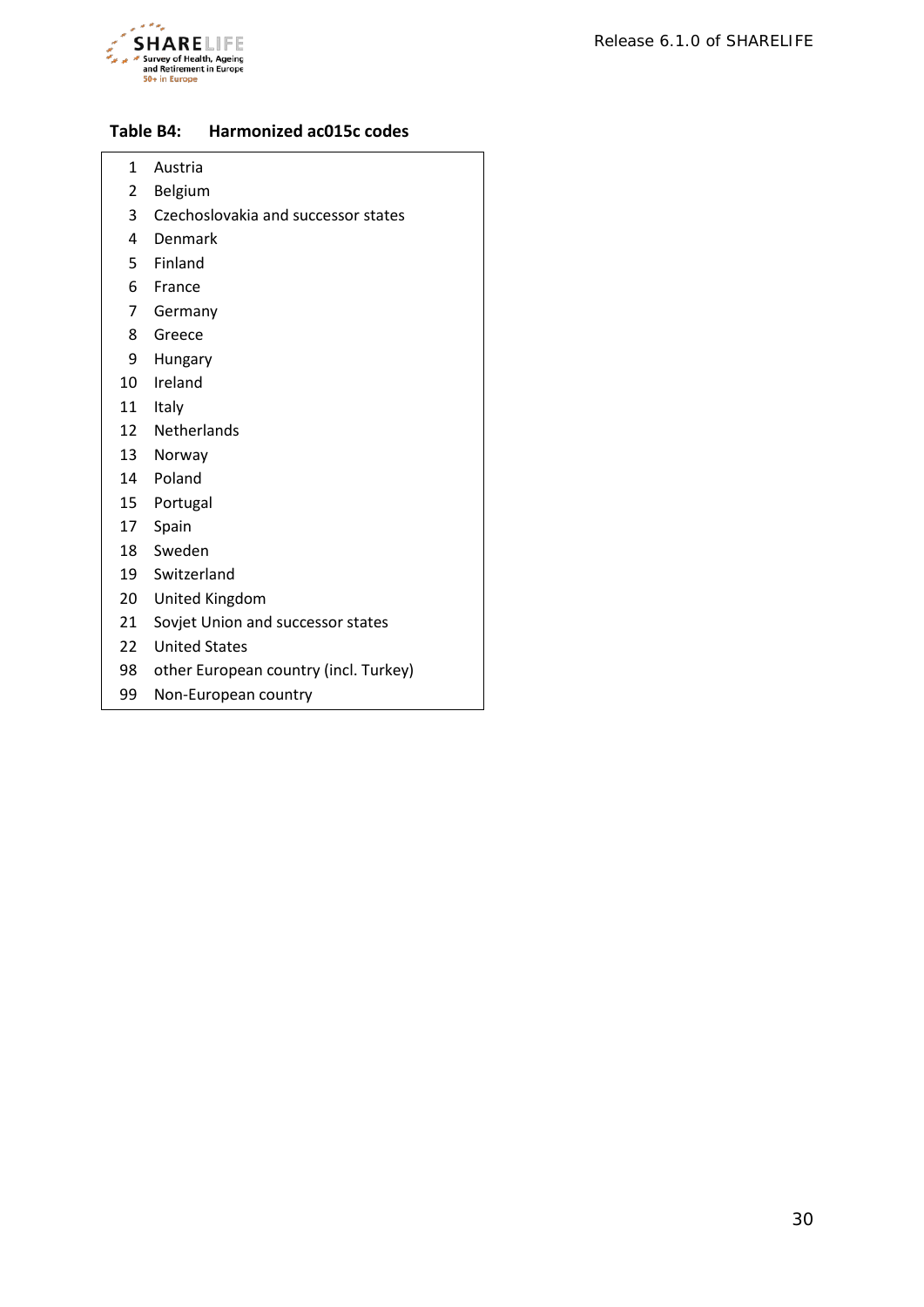**Table B4: Harmonized ac015c codes**

| | |
|---|---|
| 1 | Austria |
| 2 | Belgium |
| 3 | Czechoslovakia and successor states |
| 4 | Denmark |
| 5 | Finland |
| 6 | France |
| 7 | Germany |
| 8 | Greece |
| 9 | Hungary |
| 10 | Ireland |
| 11 | Italy |
| 12 | Netherlands |
| 13 | Norway |
| 14 | Poland |
| 15 | Portugal |
| 17 | Spain |
| 18 | Sweden |
| 19 | Switzerland |
| 20 | United Kingdom |
| 21 | Sovjet Union and successor states |
| 22 | United States |
| 98 | other European country (incl. Turkey) |
| 99 | Non-European country |